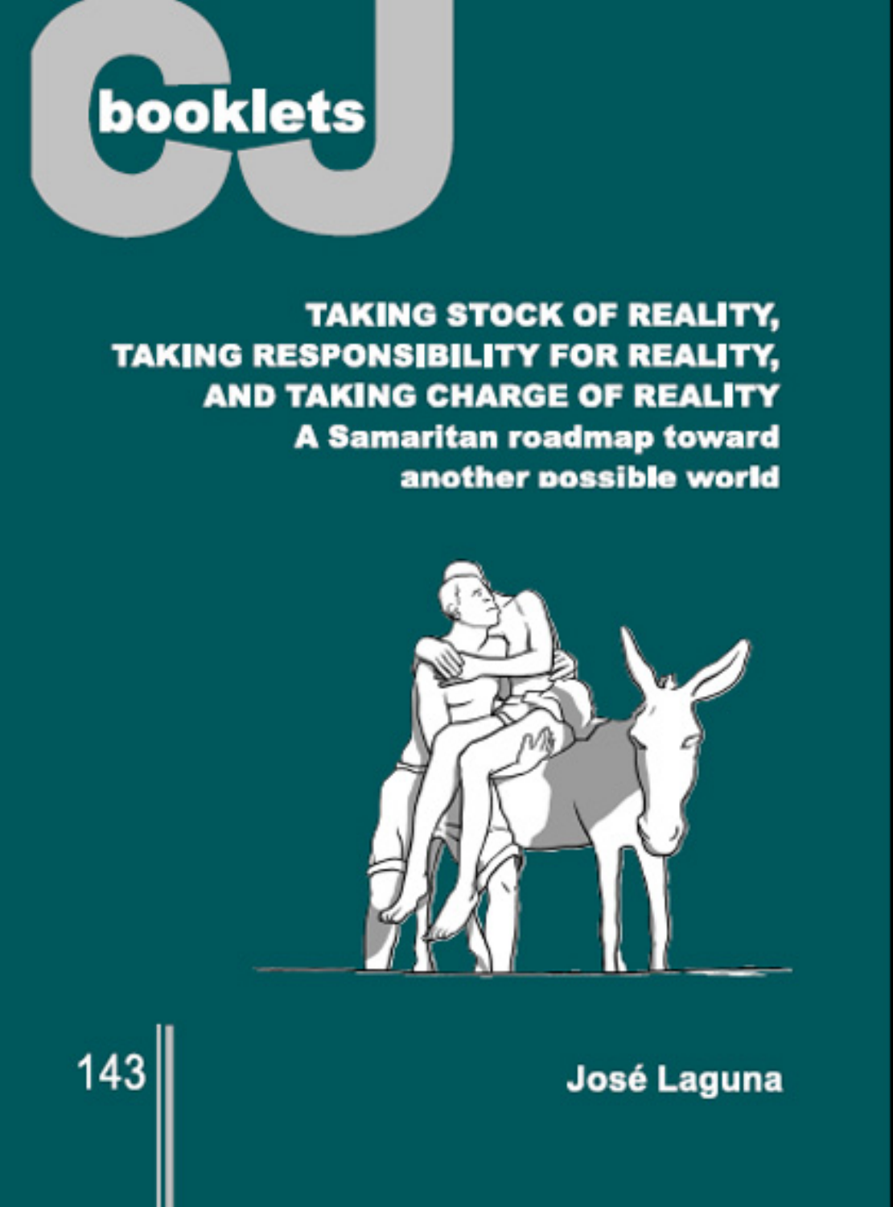CJ booklets

# TAKING STOCK OF REALITY, TAKING RESPONSIBILITY FOR REALITY, AND TAKING CHARGE OF REALITY

## A Samaritan roadmap toward another possible world

143

**José Laguna**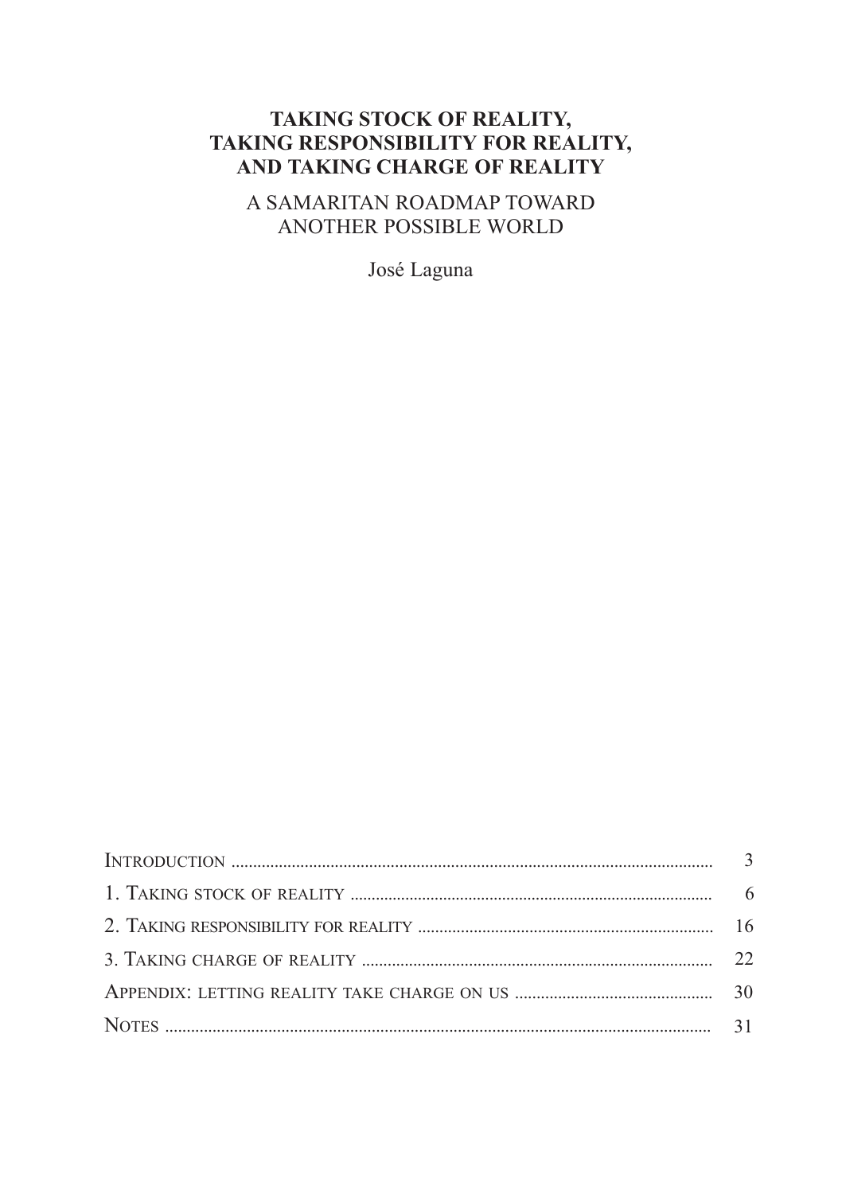# TAKING STOCK OF REALITY, TAKING RESPONSIBILITY FOR REALITY, AND TAKING CHARGE OF REALITY

## A SAMARITAN ROADMAP TOWARD ANOTHER POSSIBLE WORLD

José Laguna

| | |
|---|---|
| Introduction | 3 |
| 1. Taking stock of reality | 6 |
| 2. Taking responsibility for reality | 16 |
| 3. Taking charge of reality | 22 |
| Appendix: letting reality take charge on us | 30 |
| Notes | 31 |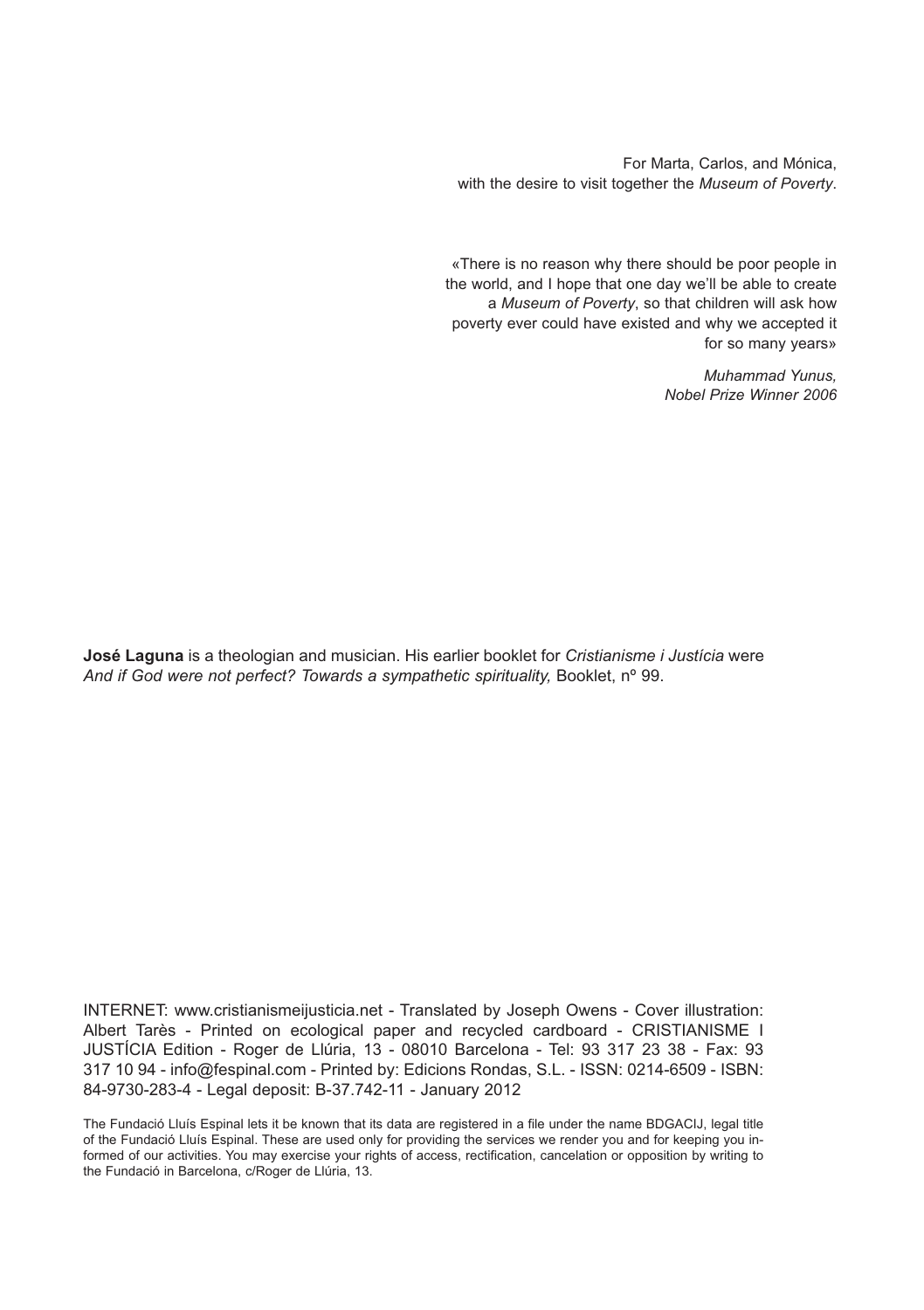For Marta, Carlos, and Mónica,
with the desire to visit together the *Museum of Poverty*.

«There is no reason why there should be poor people in the world, and I hope that one day we'll be able to create a *Museum of Poverty*, so that children will ask how poverty ever could have existed and why we accepted it for so many years»

*Muhammad Yunus,*
*Nobel Prize Winner 2006*

**José Laguna** is a theologian and musician. His earlier booklet for *Cristianisme i Justícia* were *And if God were not perfect? Towards a sympathetic spirituality,* Booklet, nº 99.

INTERNET: www.cristianismeijusticia.net - Translated by Joseph Owens - Cover illustration: Albert Tarès - Printed on ecological paper and recycled cardboard - CRISTIANISME I JUSTÍCIA Edition - Roger de Llúria, 13 - 08010 Barcelona - Tel: 93 317 23 38 - Fax: 93 317 10 94 - info@fespinal.com - Printed by: Edicions Rondas, S.L. - ISSN: 0214-6509 - ISBN: 84-9730-283-4 - Legal deposit: B-37.742-11 - January 2012

The Fundació Lluís Espinal lets it be known that its data are registered in a file under the name BDGACIJ, legal title of the Fundació Lluís Espinal. These are used only for providing the services we render you and for keeping you informed of our activities. You may exercise your rights of access, rectification, cancelation or opposition by writing to the Fundació in Barcelona, c/Roger de Llúria, 13.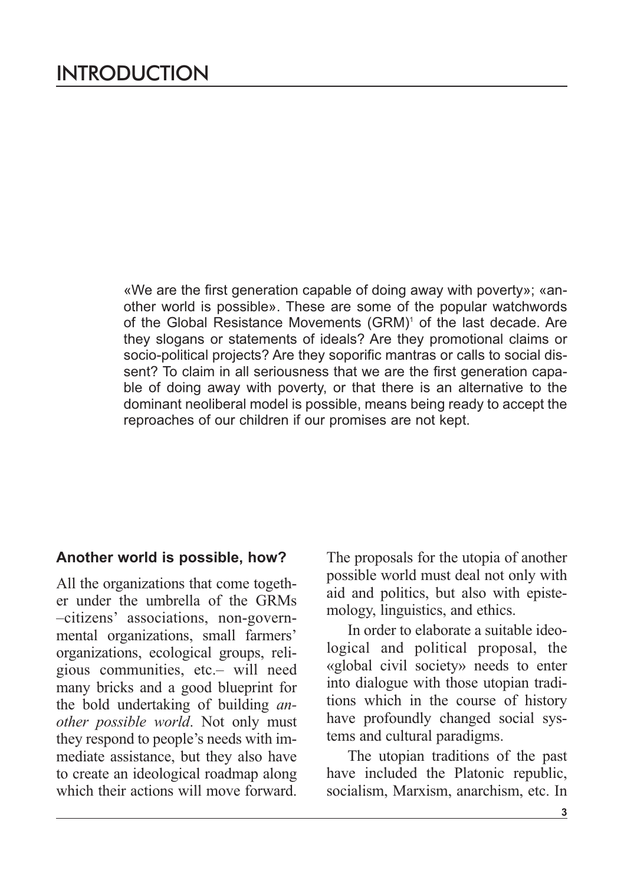# INTRODUCTION

«We are the first generation capable of doing away with poverty»; «another world is possible». These are some of the popular watchwords of the Global Resistance Movements (GRM)[1] of the last decade. Are they slogans or statements of ideals? Are they promotional claims or socio-political projects? Are they soporific mantras or calls to social dissent? To claim in all seriousness that we are the first generation capable of doing away with poverty, or that there is an alternative to the dominant neoliberal model is possible, means being ready to accept the reproaches of our children if our promises are not kept.

## Another world is possible, how?

All the organizations that come together under the umbrella of the GRMs –citizens' associations, non-governmental organizations, small farmers' organizations, ecological groups, religious communities, etc.– will need many bricks and a good blueprint for the bold undertaking of building *another possible world*. Not only must they respond to people's needs with immediate assistance, but they also have to create an ideological roadmap along which their actions will move forward. The proposals for the utopia of another possible world must deal not only with aid and politics, but also with epistemology, linguistics, and ethics.

In order to elaborate a suitable ideological and political proposal, the «global civil society» needs to enter into dialogue with those utopian traditions which in the course of history have profoundly changed social systems and cultural paradigms.

The utopian traditions of the past have included the Platonic republic, socialism, Marxism, anarchism, etc. In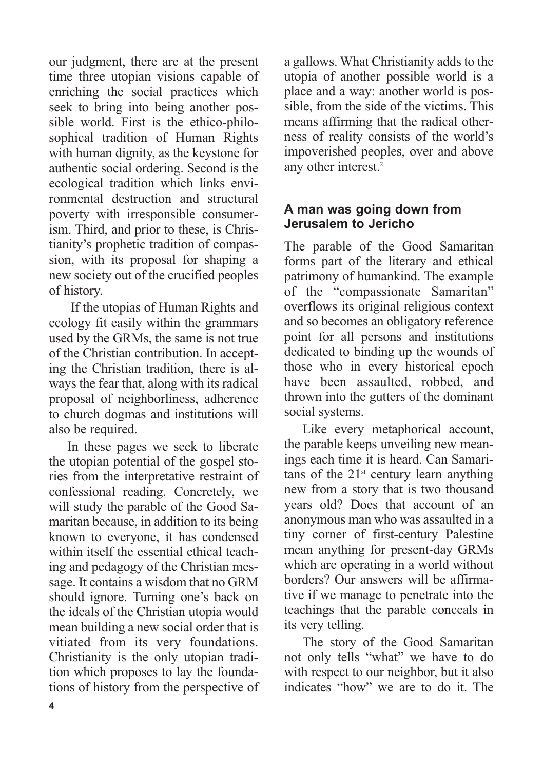our judgment, there are at the present time three utopian visions capable of enriching the social practices which seek to bring into being another possible world. First is the ethico-philosophical tradition of Human Rights with human dignity, as the keystone for authentic social ordering. Second is the ecological tradition which links environmental destruction and structural poverty with irresponsible consumerism. Third, and prior to these, is Christianity's prophetic tradition of compassion, with its proposal for shaping a new society out of the crucified peoples of history.

If the utopias of Human Rights and ecology fit easily within the grammars used by the GRMs, the same is not true of the Christian contribution. In accepting the Christian tradition, there is always the fear that, along with its radical proposal of neighborliness, adherence to church dogmas and institutions will also be required.

In these pages we seek to liberate the utopian potential of the gospel stories from the interpretative restraint of confessional reading. Concretely, we will study the parable of the Good Samaritan because, in addition to its being known to everyone, it has condensed within itself the essential ethical teaching and pedagogy of the Christian message. It contains a wisdom that no GRM should ignore. Turning one's back on the ideals of the Christian utopia would mean building a new social order that is vitiated from its very foundations. Christianity is the only utopian tradition which proposes to lay the foundations of history from the perspective of a gallows. What Christianity adds to the utopia of another possible world is a place and a way: another world is possible, from the side of the victims. This means affirming that the radical otherness of reality consists of the world's impoverished peoples, over and above any other interest.[2]

## A man was going down from Jerusalem to Jericho

The parable of the Good Samaritan forms part of the literary and ethical patrimony of humankind. The example of the "compassionate Samaritan" overflows its original religious context and so becomes an obligatory reference point for all persons and institutions dedicated to binding up the wounds of those who in every historical epoch have been assaulted, robbed, and thrown into the gutters of the dominant social systems.

Like every metaphorical account, the parable keeps unveiling new meanings each time it is heard. Can Samaritans of the 21st century learn anything new from a story that is two thousand years old? Does that account of an anonymous man who was assaulted in a tiny corner of first-century Palestine mean anything for present-day GRMs which are operating in a world without borders? Our answers will be affirmative if we manage to penetrate into the teachings that the parable conceals in its very telling.

The story of the Good Samaritan not only tells "what" we have to do with respect to our neighbor, but it also indicates "how" we are to do it. The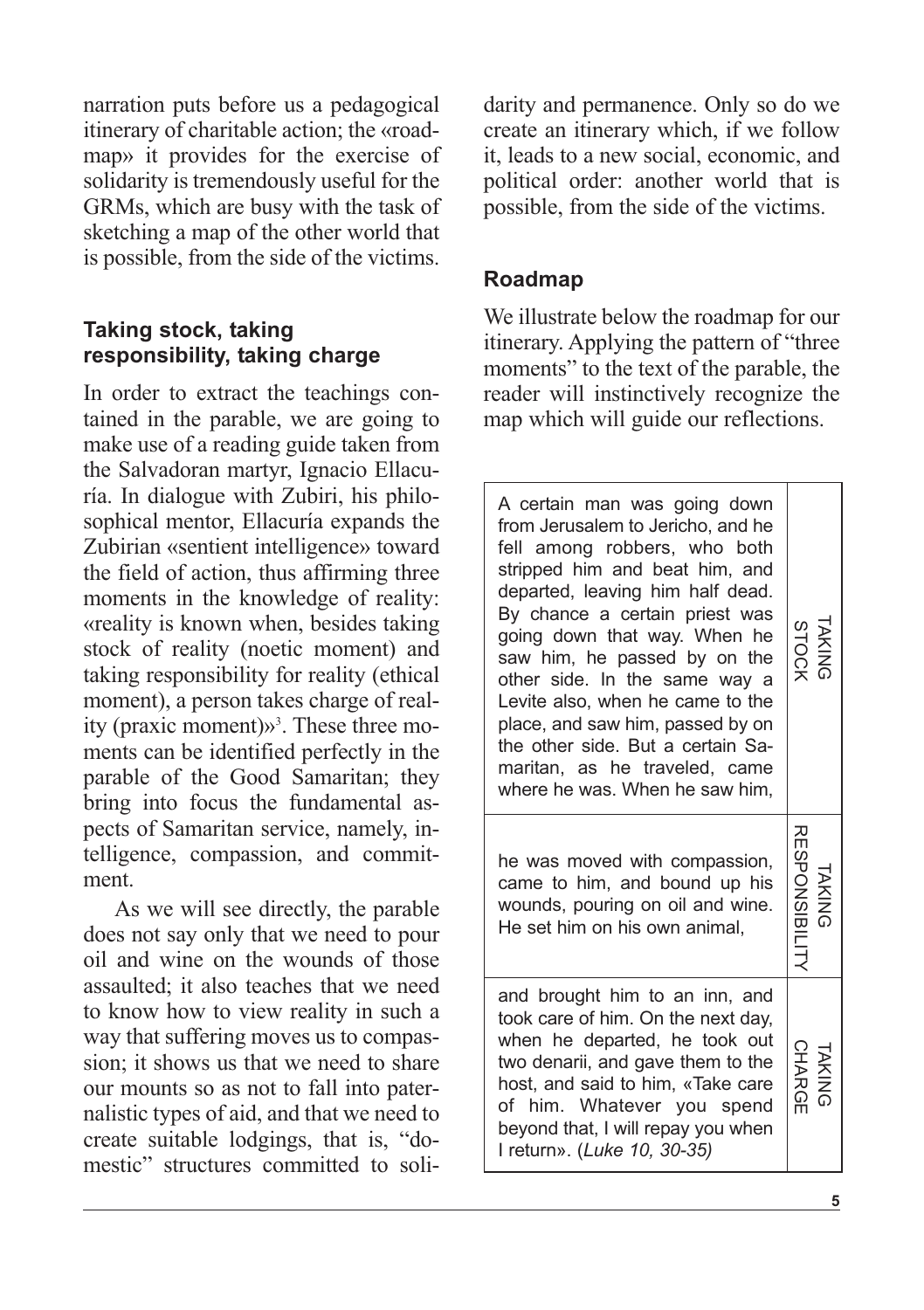narration puts before us a pedagogical itinerary of charitable action; the «roadmap» it provides for the exercise of solidarity is tremendously useful for the GRMs, which are busy with the task of sketching a map of the other world that is possible, from the side of the victims.

### Taking stock, taking responsibility, taking charge

In order to extract the teachings contained in the parable, we are going to make use of a reading guide taken from the Salvadoran martyr, Ignacio Ellacuría. In dialogue with Zubiri, his philosophical mentor, Ellacuría expands the Zubirian «sentient intelligence» toward the field of action, thus affirming three moments in the knowledge of reality: «reality is known when, besides taking stock of reality (noetic moment) and taking responsibility for reality (ethical moment), a person takes charge of reality (praxic moment)»[3]. These three moments can be identified perfectly in the parable of the Good Samaritan; they bring into focus the fundamental aspects of Samaritan service, namely, intelligence, compassion, and commitment.

As we will see directly, the parable does not say only that we need to pour oil and wine on the wounds of those assaulted; it also teaches that we need to know how to view reality in such a way that suffering moves us to compassion; it shows us that we need to share our mounts so as not to fall into paternalistic types of aid, and that we need to create suitable lodgings, that is, "domestic" structures committed to solidarity and permanence. Only so do we create an itinerary which, if we follow it, leads to a new social, economic, and political order: another world that is possible, from the side of the victims.

### Roadmap

We illustrate below the roadmap for our itinerary. Applying the pattern of "three moments" to the text of the parable, the reader will instinctively recognize the map which will guide our reflections.

| | |
|---|---|
| A certain man was going down from Jerusalem to Jericho, and he fell among robbers, who both stripped him and beat him, and departed, leaving him half dead. By chance a certain priest was going down that way. When he saw him, he passed by on the other side. In the same way a Levite also, when he came to the place, and saw him, passed by on the other side. But a certain Samaritan, as he traveled, came where he was. When he saw him, | TAKING STOCK |
| he was moved with compassion, came to him, and bound up his wounds, pouring on oil and wine. He set him on his own animal, | TAKING RESPONSIBILITY |
| and brought him to an inn, and took care of him. On the next day, when he departed, he took out two denarii, and gave them to the host, and said to him, «Take care of him. Whatever you spend beyond that, I will repay you when I return». (*Luke 10, 30-35*) | TAKING CHARGE |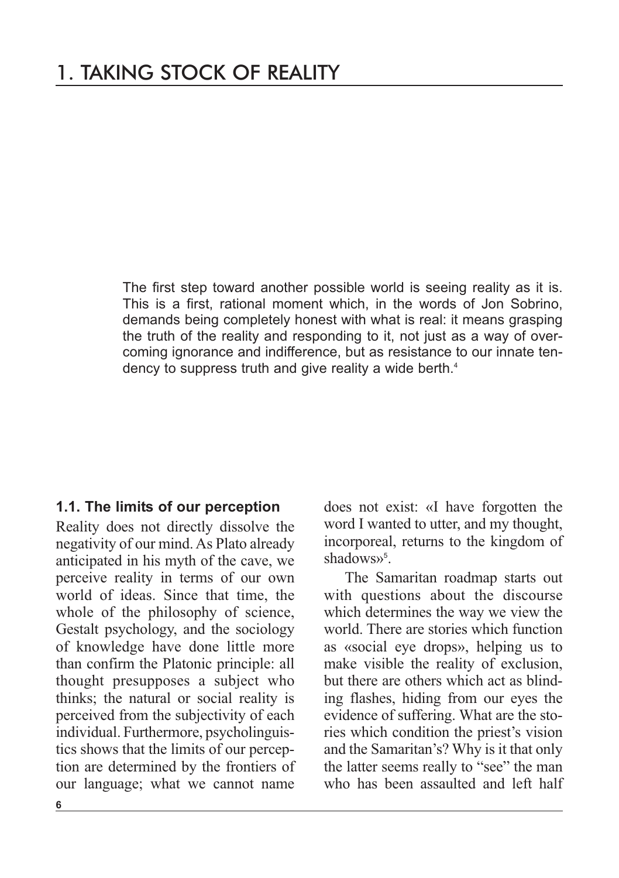# 1. TAKING STOCK OF REALITY

The first step toward another possible world is seeing reality as it is. This is a first, rational moment which, in the words of Jon Sobrino, demands being completely honest with what is real: it means grasping the truth of the reality and responding to it, not just as a way of overcoming ignorance and indifference, but as resistance to our innate tendency to suppress truth and give reality a wide berth.[4]

## 1.1. The limits of our perception

Reality does not directly dissolve the negativity of our mind. As Plato already anticipated in his myth of the cave, we perceive reality in terms of our own world of ideas. Since that time, the whole of the philosophy of science, Gestalt psychology, and the sociology of knowledge have done little more than confirm the Platonic principle: all thought presupposes a subject who thinks; the natural or social reality is perceived from the subjectivity of each individual. Furthermore, psycholinguistics shows that the limits of our perception are determined by the frontiers of our language; what we cannot name does not exist: «I have forgotten the word I wanted to utter, and my thought, incorporeal, returns to the kingdom of shadows»[5].

The Samaritan roadmap starts out with questions about the discourse which determines the way we view the world. There are stories which function as «social eye drops», helping us to make visible the reality of exclusion, but there are others which act as blinding flashes, hiding from our eyes the evidence of suffering. What are the stories which condition the priest's vision and the Samaritan's? Why is it that only the latter seems really to "see" the man who has been assaulted and left half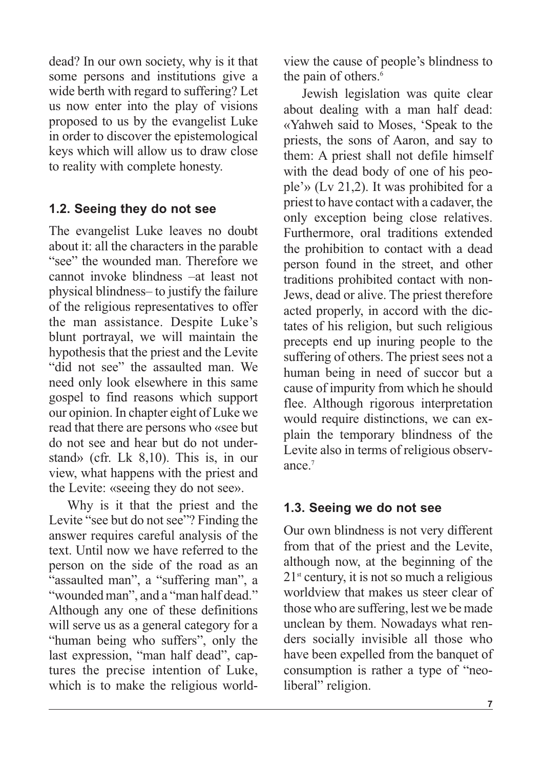dead? In our own society, why is it that some persons and institutions give a wide berth with regard to suffering? Let us now enter into the play of visions proposed to us by the evangelist Luke in order to discover the epistemological keys which will allow us to draw close to reality with complete honesty.

### 1.2. Seeing they do not see

The evangelist Luke leaves no doubt about it: all the characters in the parable "see" the wounded man. Therefore we cannot invoke blindness –at least not physical blindness– to justify the failure of the religious representatives to offer the man assistance. Despite Luke's blunt portrayal, we will maintain the hypothesis that the priest and the Levite "did not see" the assaulted man. We need only look elsewhere in this same gospel to find reasons which support our opinion. In chapter eight of Luke we read that there are persons who «see but do not see and hear but do not understand» (cfr. Lk 8,10). This is, in our view, what happens with the priest and the Levite: «seeing they do not see».

Why is it that the priest and the Levite "see but do not see"? Finding the answer requires careful analysis of the text. Until now we have referred to the person on the side of the road as an "assaulted man", a "suffering man", a "wounded man", and a "man half dead." Although any one of these definitions will serve us as a general category for a "human being who suffers", only the last expression, "man half dead", captures the precise intention of Luke, which is to make the religious worldview the cause of people's blindness to the pain of others.[6]

Jewish legislation was quite clear about dealing with a man half dead: «Yahweh said to Moses, 'Speak to the priests, the sons of Aaron, and say to them: A priest shall not defile himself with the dead body of one of his people'» (Lv 21,2). It was prohibited for a priest to have contact with a cadaver, the only exception being close relatives. Furthermore, oral traditions extended the prohibition to contact with a dead person found in the street, and other traditions prohibited contact with non-Jews, dead or alive. The priest therefore acted properly, in accord with the dictates of his religion, but such religious precepts end up inuring people to the suffering of others. The priest sees not a human being in need of succor but a cause of impurity from which he should flee. Although rigorous interpretation would require distinctions, we can explain the temporary blindness of the Levite also in terms of religious observance.[7]

### 1.3. Seeing we do not see

Our own blindness is not very different from that of the priest and the Levite, although now, at the beginning of the 21st century, it is not so much a religious worldview that makes us steer clear of those who are suffering, lest we be made unclean by them. Nowadays what renders socially invisible all those who have been expelled from the banquet of consumption is rather a type of "neoliberal" religion.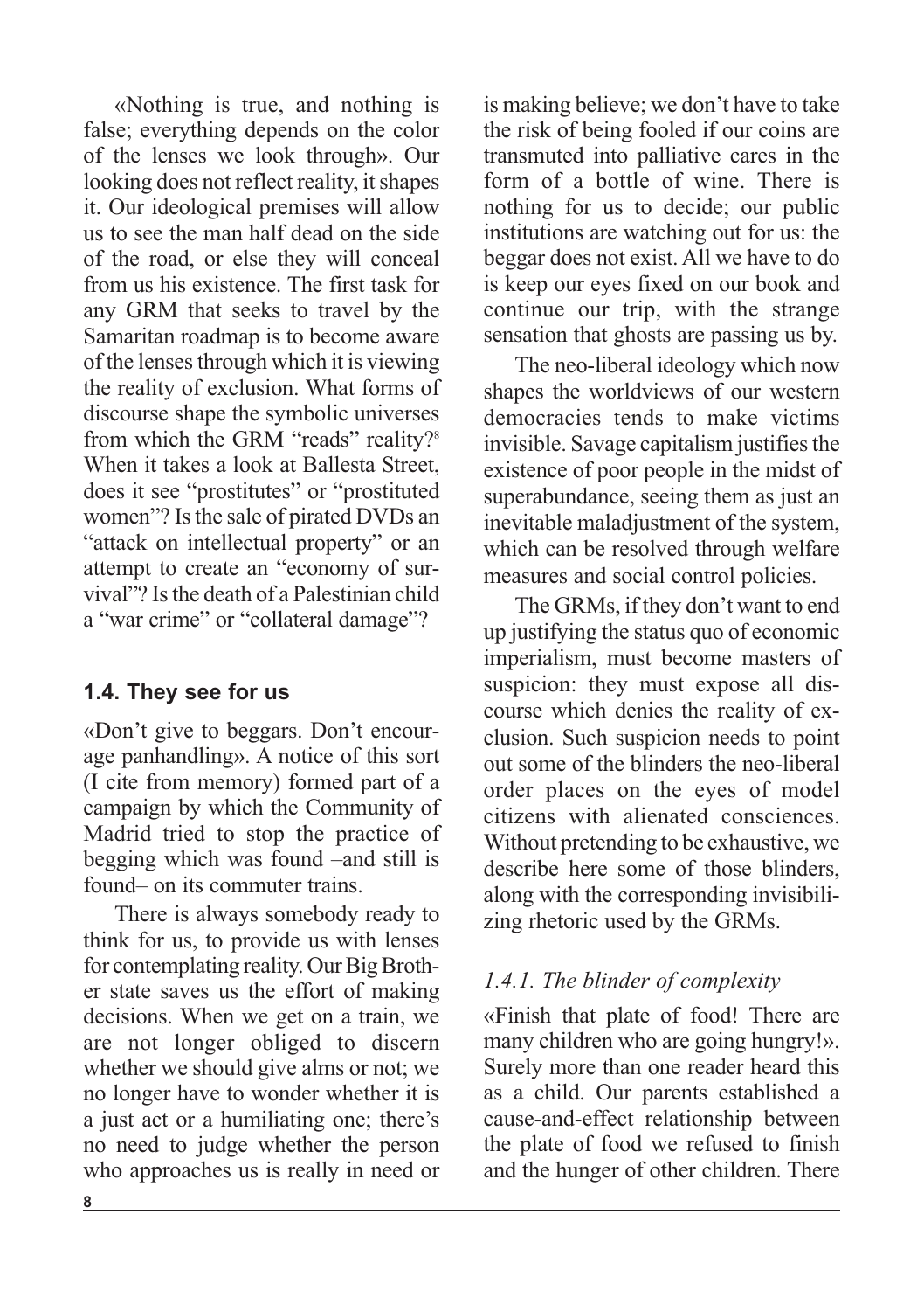«Nothing is true, and nothing is false; everything depends on the color of the lenses we look through». Our looking does not reflect reality, it shapes it. Our ideological premises will allow us to see the man half dead on the side of the road, or else they will conceal from us his existence. The first task for any GRM that seeks to travel by the Samaritan roadmap is to become aware of the lenses through which it is viewing the reality of exclusion. What forms of discourse shape the symbolic universes from which the GRM "reads" reality?[8] When it takes a look at Ballesta Street, does it see "prostitutes" or "prostituted women"? Is the sale of pirated DVDs an "attack on intellectual property" or an attempt to create an "economy of survival"? Is the death of a Palestinian child a "war crime" or "collateral damage"?

### 1.4. They see for us

«Don't give to beggars. Don't encourage panhandling». A notice of this sort (I cite from memory) formed part of a campaign by which the Community of Madrid tried to stop the practice of begging which was found –and still is found– on its commuter trains.

There is always somebody ready to think for us, to provide us with lenses for contemplating reality. Our Big Brother state saves us the effort of making decisions. When we get on a train, we are not longer obliged to discern whether we should give alms or not; we no longer have to wonder whether it is a just act or a humiliating one; there's no need to judge whether the person who approaches us is really in need or is making believe; we don't have to take the risk of being fooled if our coins are transmuted into palliative cares in the form of a bottle of wine. There is nothing for us to decide; our public institutions are watching out for us: the beggar does not exist. All we have to do is keep our eyes fixed on our book and continue our trip, with the strange sensation that ghosts are passing us by.

The neo-liberal ideology which now shapes the worldviews of our western democracies tends to make victims invisible. Savage capitalism justifies the existence of poor people in the midst of superabundance, seeing them as just an inevitable maladjustment of the system, which can be resolved through welfare measures and social control policies.

The GRMs, if they don't want to end up justifying the status quo of economic imperialism, must become masters of suspicion: they must expose all discourse which denies the reality of exclusion. Such suspicion needs to point out some of the blinders the neo-liberal order places on the eyes of model citizens with alienated consciences. Without pretending to be exhaustive, we describe here some of those blinders, along with the corresponding invisibilizing rhetoric used by the GRMs.

#### *1.4.1. The blinder of complexity*

«Finish that plate of food! There are many children who are going hungry!». Surely more than one reader heard this as a child. Our parents established a cause-and-effect relationship between the plate of food we refused to finish and the hunger of other children. There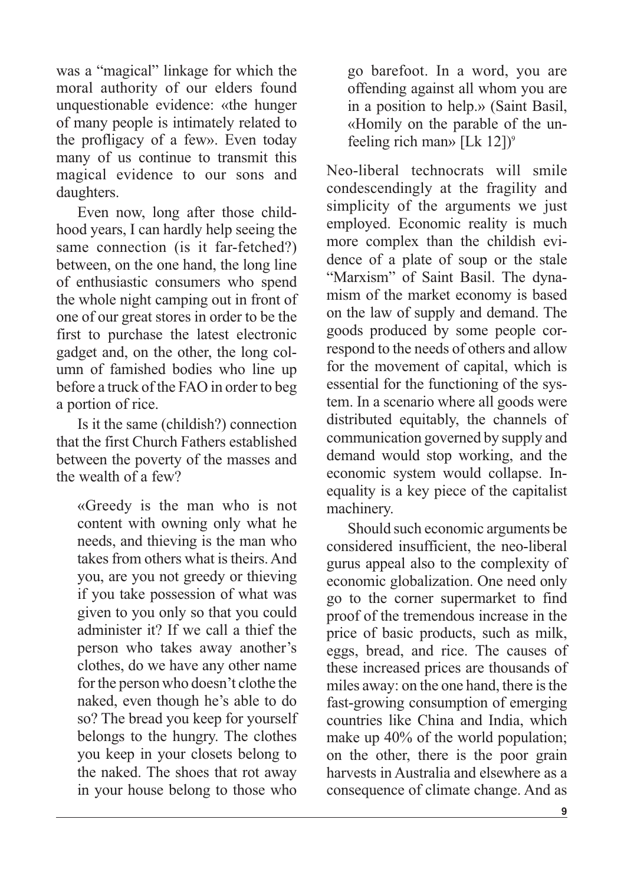was a "magical" linkage for which the moral authority of our elders found unquestionable evidence: «the hunger of many people is intimately related to the profligacy of a few». Even today many of us continue to transmit this magical evidence to our sons and daughters.

Even now, long after those childhood years, I can hardly help seeing the same connection (is it far-fetched?) between, on the one hand, the long line of enthusiastic consumers who spend the whole night camping out in front of one of our great stores in order to be the first to purchase the latest electronic gadget and, on the other, the long column of famished bodies who line up before a truck of the FAO in order to beg a portion of rice.

Is it the same (childish?) connection that the first Church Fathers established between the poverty of the masses and the wealth of a few?

> «Greedy is the man who is not content with owning only what he needs, and thieving is the man who takes from others what is theirs. And you, are you not greedy or thieving if you take possession of what was given to you only so that you could administer it? If we call a thief the person who takes away another's clothes, do we have any other name for the person who doesn't clothe the naked, even though he's able to do so? The bread you keep for yourself belongs to the hungry. The clothes you keep in your closets belong to the naked. The shoes that rot away in your house belong to those who go barefoot. In a word, you are offending against all whom you are in a position to help.» (Saint Basil, «Homily on the parable of the unfeeling rich man» [Lk 12])[9]

Neo-liberal technocrats will smile condescendingly at the fragility and simplicity of the arguments we just employed. Economic reality is much more complex than the childish evidence of a plate of soup or the stale "Marxism" of Saint Basil. The dynamism of the market economy is based on the law of supply and demand. The goods produced by some people correspond to the needs of others and allow for the movement of capital, which is essential for the functioning of the system. In a scenario where all goods were distributed equitably, the channels of communication governed by supply and demand would stop working, and the economic system would collapse. Inequality is a key piece of the capitalist machinery.

Should such economic arguments be considered insufficient, the neo-liberal gurus appeal also to the complexity of economic globalization. One need only go to the corner supermarket to find proof of the tremendous increase in the price of basic products, such as milk, eggs, bread, and rice. The causes of these increased prices are thousands of miles away: on the one hand, there is the fast-growing consumption of emerging countries like China and India, which make up 40% of the world population; on the other, there is the poor grain harvests in Australia and elsewhere as a consequence of climate change. And as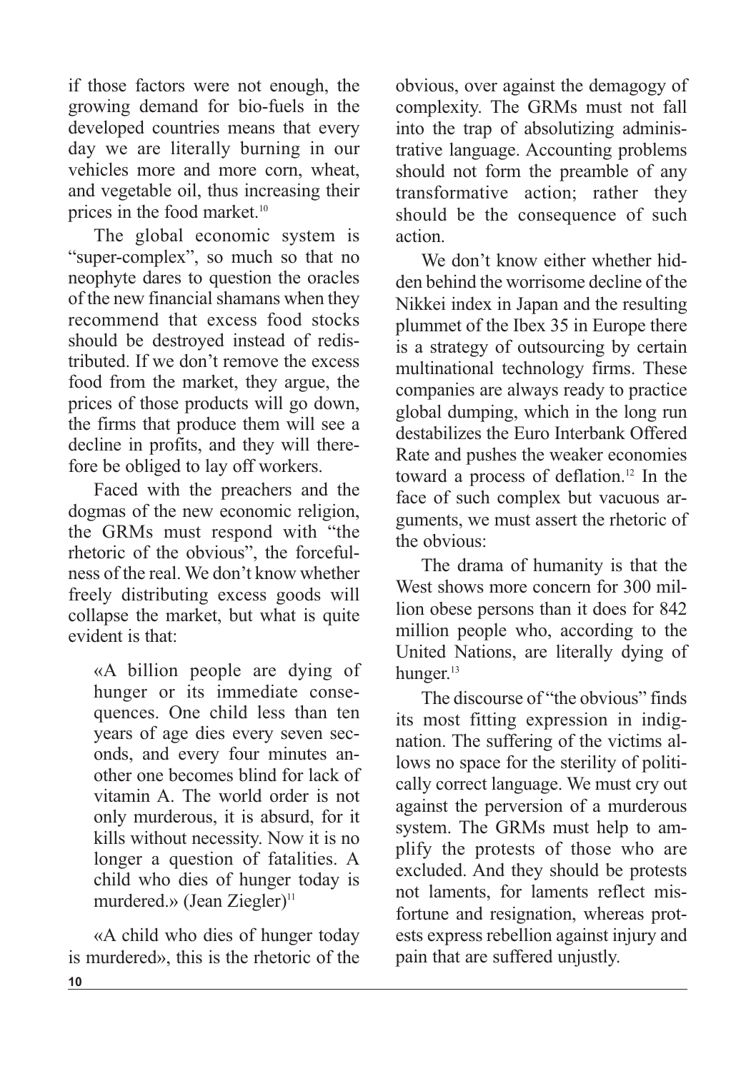if those factors were not enough, the growing demand for bio-fuels in the developed countries means that every day we are literally burning in our vehicles more and more corn, wheat, and vegetable oil, thus increasing their prices in the food market.[10]

The global economic system is "super-complex", so much so that no neophyte dares to question the oracles of the new financial shamans when they recommend that excess food stocks should be destroyed instead of redistributed. If we don't remove the excess food from the market, they argue, the prices of those products will go down, the firms that produce them will see a decline in profits, and they will therefore be obliged to lay off workers.

Faced with the preachers and the dogmas of the new economic religion, the GRMs must respond with "the rhetoric of the obvious", the forcefulness of the real. We don't know whether freely distributing excess goods will collapse the market, but what is quite evident is that:

> «A billion people are dying of hunger or its immediate consequences. One child less than ten years of age dies every seven seconds, and every four minutes another one becomes blind for lack of vitamin A. The world order is not only murderous, it is absurd, for it kills without necessity. Now it is no longer a question of fatalities. A child who dies of hunger today is murdered.» (Jean Ziegler)[11]

«A child who dies of hunger today is murdered», this is the rhetoric of the obvious, over against the demagogy of complexity. The GRMs must not fall into the trap of absolutizing administrative language. Accounting problems should not form the preamble of any transformative action; rather they should be the consequence of such action.

We don't know either whether hidden behind the worrisome decline of the Nikkei index in Japan and the resulting plummet of the Ibex 35 in Europe there is a strategy of outsourcing by certain multinational technology firms. These companies are always ready to practice global dumping, which in the long run destabilizes the Euro Interbank Offered Rate and pushes the weaker economies toward a process of deflation.[12] In the face of such complex but vacuous arguments, we must assert the rhetoric of the obvious:

The drama of humanity is that the West shows more concern for 300 million obese persons than it does for 842 million people who, according to the United Nations, are literally dying of hunger.[13]

The discourse of "the obvious" finds its most fitting expression in indignation. The suffering of the victims allows no space for the sterility of politically correct language. We must cry out against the perversion of a murderous system. The GRMs must help to amplify the protests of those who are excluded. And they should be protests not laments, for laments reflect misfortune and resignation, whereas protests express rebellion against injury and pain that are suffered unjustly.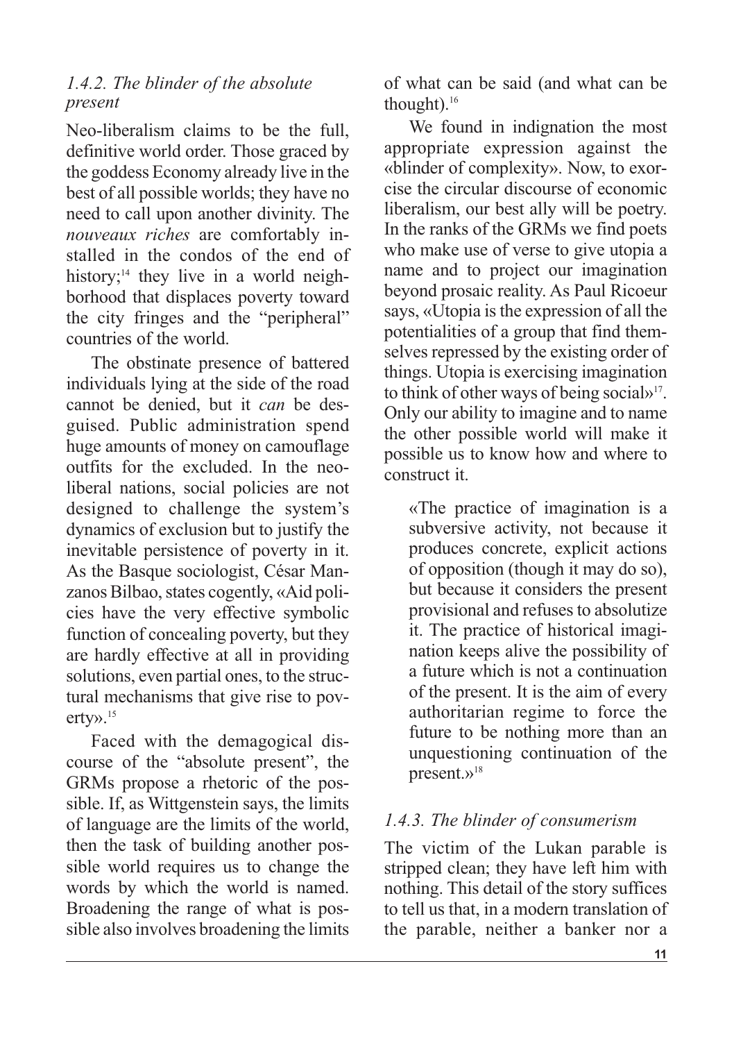### *1.4.2. The blinder of the absolute present*

Neo-liberalism claims to be the full, definitive world order. Those graced by the goddess Economy already live in the best of all possible worlds; they have no need to call upon another divinity. The *nouveaux riches* are comfortably installed in the condos of the end of history;[14] they live in a world neighborhood that displaces poverty toward the city fringes and the "peripheral" countries of the world.

The obstinate presence of battered individuals lying at the side of the road cannot be denied, but it *can* be desguised. Public administration spend huge amounts of money on camouflage outfits for the excluded. In the neoliberal nations, social policies are not designed to challenge the system's dynamics of exclusion but to justify the inevitable persistence of poverty in it. As the Basque sociologist, César Manzanos Bilbao, states cogently, «Aid policies have the very effective symbolic function of concealing poverty, but they are hardly effective at all in providing solutions, even partial ones, to the structural mechanisms that give rise to poverty».[15]

Faced with the demagogical discourse of the "absolute present", the GRMs propose a rhetoric of the possible. If, as Wittgenstein says, the limits of language are the limits of the world, then the task of building another possible world requires us to change the words by which the world is named. Broadening the range of what is possible also involves broadening the limits of what can be said (and what can be thought).[16]

We found in indignation the most appropriate expression against the «blinder of complexity». Now, to exorcise the circular discourse of economic liberalism, our best ally will be poetry. In the ranks of the GRMs we find poets who make use of verse to give utopia a name and to project our imagination beyond prosaic reality. As Paul Ricoeur says, «Utopia is the expression of all the potentialities of a group that find themselves repressed by the existing order of things. Utopia is exercising imagination to think of other ways of being social»[17]. Only our ability to imagine and to name the other possible world will make it possible us to know how and where to construct it.

> «The practice of imagination is a subversive activity, not because it produces concrete, explicit actions of opposition (though it may do so), but because it considers the present provisional and refuses to absolutize it. The practice of historical imagination keeps alive the possibility of a future which is not a continuation of the present. It is the aim of every authoritarian regime to force the future to be nothing more than an unquestioning continuation of the present.»[18]

### *1.4.3. The blinder of consumerism*

The victim of the Lukan parable is stripped clean; they have left him with nothing. This detail of the story suffices to tell us that, in a modern translation of the parable, neither a banker nor a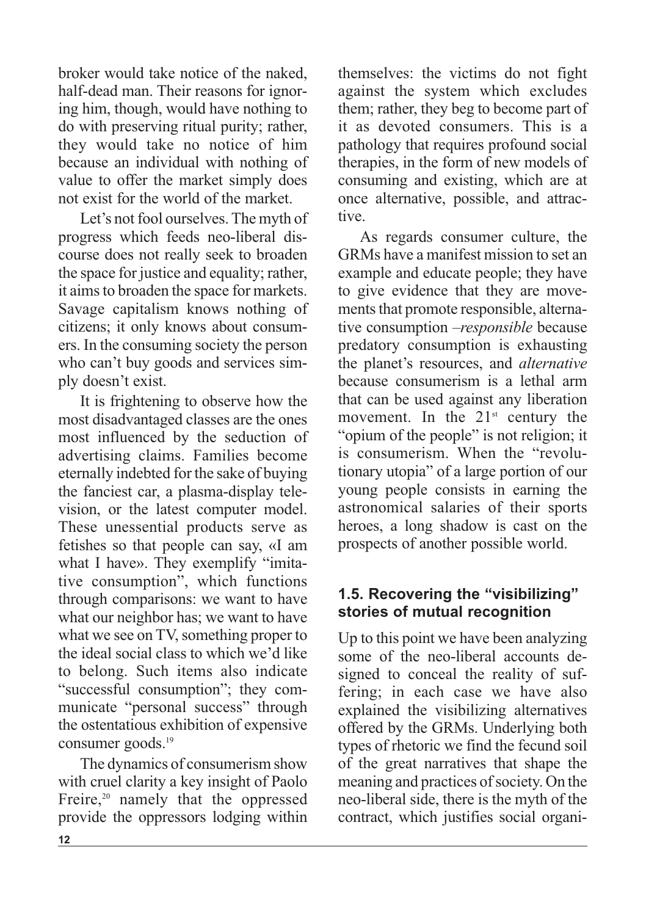broker would take notice of the naked, half-dead man. Their reasons for ignoring him, though, would have nothing to do with preserving ritual purity; rather, they would take no notice of him because an individual with nothing of value to offer the market simply does not exist for the world of the market.

Let's not fool ourselves. The myth of progress which feeds neo-liberal discourse does not really seek to broaden the space for justice and equality; rather, it aims to broaden the space for markets. Savage capitalism knows nothing of citizens; it only knows about consumers. In the consuming society the person who can't buy goods and services simply doesn't exist.

It is frightening to observe how the most disadvantaged classes are the ones most influenced by the seduction of advertising claims. Families become eternally indebted for the sake of buying the fanciest car, a plasma-display television, or the latest computer model. These unessential products serve as fetishes so that people can say, «I am what I have». They exemplify "imitative consumption", which functions through comparisons: we want to have what our neighbor has; we want to have what we see on TV, something proper to the ideal social class to which we'd like to belong. Such items also indicate "successful consumption"; they communicate "personal success" through the ostentatious exhibition of expensive consumer goods.[19]

The dynamics of consumerism show with cruel clarity a key insight of Paolo Freire,[20] namely that the oppressed provide the oppressors lodging within themselves: the victims do not fight against the system which excludes them; rather, they beg to become part of it as devoted consumers. This is a pathology that requires profound social therapies, in the form of new models of consuming and existing, which are at once alternative, possible, and attractive.

As regards consumer culture, the GRMs have a manifest mission to set an example and educate people; they have to give evidence that they are movements that promote responsible, alternative consumption –*responsible* because predatory consumption is exhausting the planet's resources, and *alternative* because consumerism is a lethal arm that can be used against any liberation movement. In the 21st century the "opium of the people" is not religion; it is consumerism. When the "revolutionary utopia" of a large portion of our young people consists in earning the astronomical salaries of their sports heroes, a long shadow is cast on the prospects of another possible world.

### 1.5. Recovering the "visibilizing" stories of mutual recognition

Up to this point we have been analyzing some of the neo-liberal accounts designed to conceal the reality of suffering; in each case we have also explained the visibilizing alternatives offered by the GRMs. Underlying both types of rhetoric we find the fecund soil of the great narratives that shape the meaning and practices of society. On the neo-liberal side, there is the myth of the contract, which justifies social organi-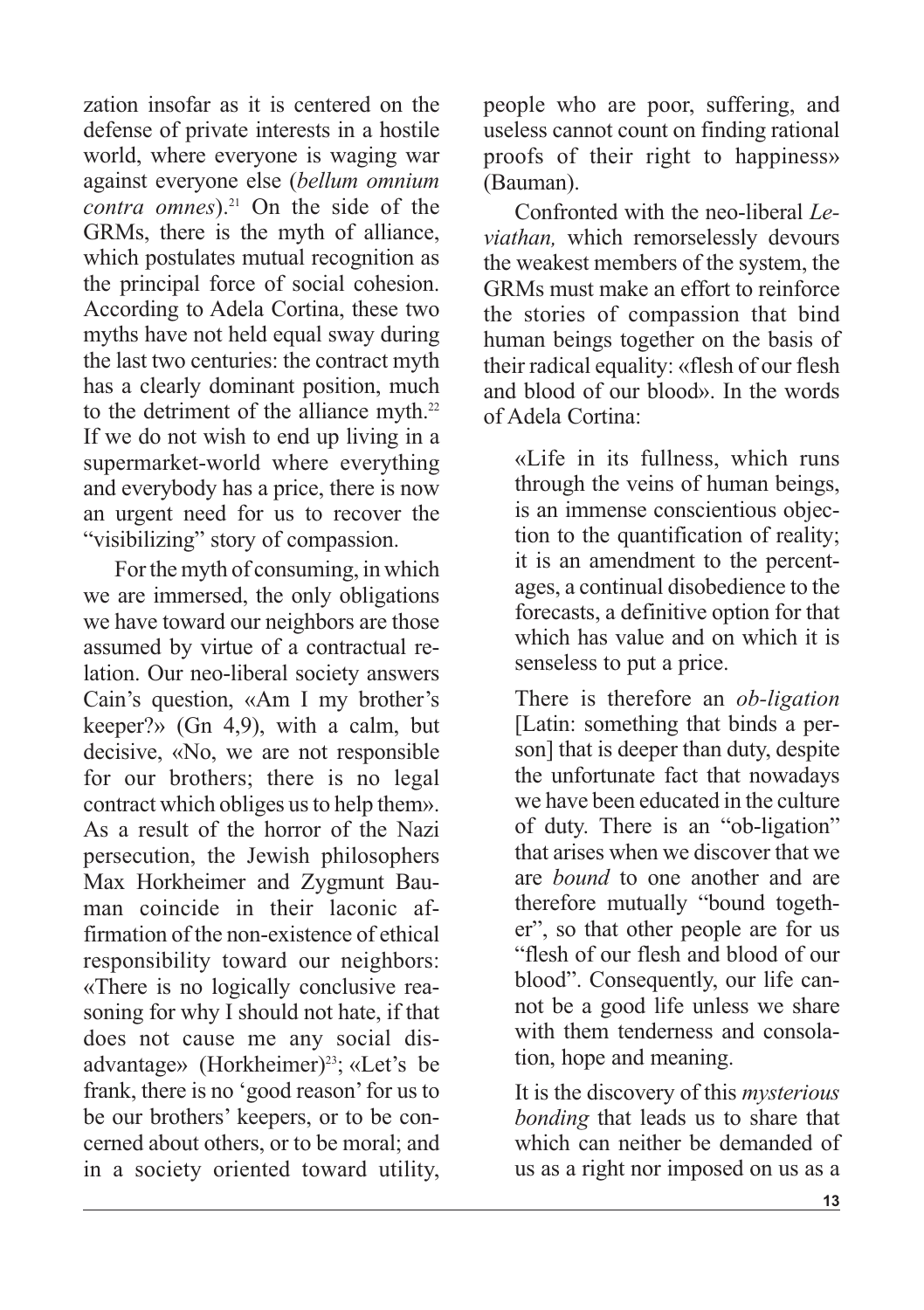zation insofar as it is centered on the defense of private interests in a hostile world, where everyone is waging war against everyone else (*bellum omnium contra omnes*).[21] On the side of the GRMs, there is the myth of alliance, which postulates mutual recognition as the principal force of social cohesion. According to Adela Cortina, these two myths have not held equal sway during the last two centuries: the contract myth has a clearly dominant position, much to the detriment of the alliance myth.[22] If we do not wish to end up living in a supermarket-world where everything and everybody has a price, there is now an urgent need for us to recover the "visibilizing" story of compassion.

For the myth of consuming, in which we are immersed, the only obligations we have toward our neighbors are those assumed by virtue of a contractual relation. Our neo-liberal society answers Cain's question, «Am I my brother's keeper?» (Gn 4,9), with a calm, but decisive, «No, we are not responsible for our brothers; there is no legal contract which obliges us to help them». As a result of the horror of the Nazi persecution, the Jewish philosophers Max Horkheimer and Zygmunt Bauman coincide in their laconic affirmation of the non-existence of ethical responsibility toward our neighbors: «There is no logically conclusive reasoning for why I should not hate, if that does not cause me any social disadvantage» (Horkheimer)[23]; «Let's be frank, there is no 'good reason' for us to be our brothers' keepers, or to be concerned about others, or to be moral; and in a society oriented toward utility, people who are poor, suffering, and useless cannot count on finding rational proofs of their right to happiness» (Bauman).

Confronted with the neo-liberal *Leviathan,* which remorselessly devours the weakest members of the system, the GRMs must make an effort to reinforce the stories of compassion that bind human beings together on the basis of their radical equality: «flesh of our flesh and blood of our blood». In the words of Adela Cortina:

> «Life in its fullness, which runs through the veins of human beings, is an immense conscientious objection to the quantification of reality; it is an amendment to the percentages, a continual disobedience to the forecasts, a definitive option for that which has value and on which it is senseless to put a price.
>
> There is therefore an *ob-ligation* [Latin: something that binds a person] that is deeper than duty, despite the unfortunate fact that nowadays we have been educated in the culture of duty. There is an "ob-ligation" that arises when we discover that we are *bound* to one another and are therefore mutually "bound together", so that other people are for us "flesh of our flesh and blood of our blood". Consequently, our life cannot be a good life unless we share with them tenderness and consolation, hope and meaning.
>
> It is the discovery of this *mysterious bonding* that leads us to share that which can neither be demanded of us as a right nor imposed on us as a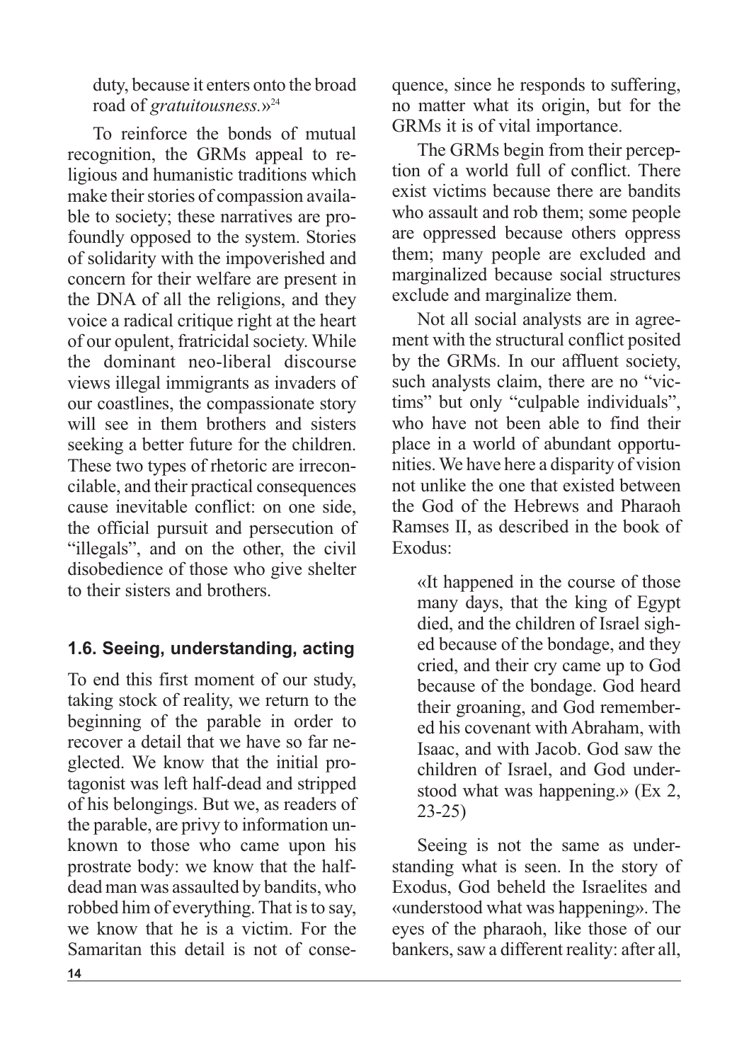duty, because it enters onto the broad road of *gratuitousness*.»[24]

To reinforce the bonds of mutual recognition, the GRMs appeal to religious and humanistic traditions which make their stories of compassion available to society; these narratives are profoundly opposed to the system. Stories of solidarity with the impoverished and concern for their welfare are present in the DNA of all the religions, and they voice a radical critique right at the heart of our opulent, fratricidal society. While the dominant neo-liberal discourse views illegal immigrants as invaders of our coastlines, the compassionate story will see in them brothers and sisters seeking a better future for the children. These two types of rhetoric are irreconcilable, and their practical consequences cause inevitable conflict: on one side, the official pursuit and persecution of "illegals", and on the other, the civil disobedience of those who give shelter to their sisters and brothers.

### 1.6. Seeing, understanding, acting

To end this first moment of our study, taking stock of reality, we return to the beginning of the parable in order to recover a detail that we have so far neglected. We know that the initial protagonist was left half-dead and stripped of his belongings. But we, as readers of the parable, are privy to information unknown to those who came upon his prostrate body: we know that the half-dead man was assaulted by bandits, who robbed him of everything. That is to say, we know that he is a victim. For the Samaritan this detail is not of consequence, since he responds to suffering, no matter what its origin, but for the GRMs it is of vital importance.

The GRMs begin from their perception of a world full of conflict. There exist victims because there are bandits who assault and rob them; some people are oppressed because others oppress them; many people are excluded and marginalized because social structures exclude and marginalize them.

Not all social analysts are in agreement with the structural conflict posited by the GRMs. In our affluent society, such analysts claim, there are no "victims" but only "culpable individuals", who have not been able to find their place in a world of abundant opportunities. We have here a disparity of vision not unlike the one that existed between the God of the Hebrews and Pharaoh Ramses II, as described in the book of Exodus:

> «It happened in the course of those many days, that the king of Egypt died, and the children of Israel sighed because of the bondage, and they cried, and their cry came up to God because of the bondage. God heard their groaning, and God remembered his covenant with Abraham, with Isaac, and with Jacob. God saw the children of Israel, and God understood what was happening.» (Ex 2, 23-25)

Seeing is not the same as understanding what is seen. In the story of Exodus, God beheld the Israelites and «understood what was happening». The eyes of the pharaoh, like those of our bankers, saw a different reality: after all,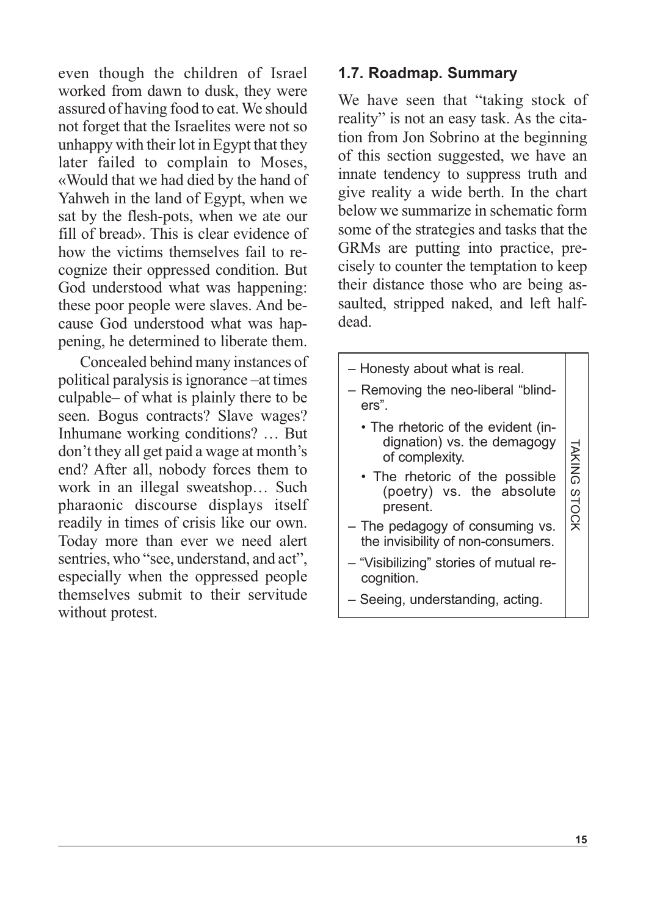even though the children of Israel worked from dawn to dusk, they were assured of having food to eat. We should not forget that the Israelites were not so unhappy with their lot in Egypt that they later failed to complain to Moses, «Would that we had died by the hand of Yahweh in the land of Egypt, when we sat by the flesh-pots, when we ate our fill of bread». This is clear evidence of how the victims themselves fail to recognize their oppressed condition. But God understood what was happening: these poor people were slaves. And because God understood what was happening, he determined to liberate them.

Concealed behind many instances of political paralysis is ignorance –at times culpable– of what is plainly there to be seen. Bogus contracts? Slave wages? Inhumane working conditions? … But don't they all get paid a wage at month's end? After all, nobody forces them to work in an illegal sweatshop… Such pharaonic discourse displays itself readily in times of crisis like our own. Today more than ever we need alert sentries, who "see, understand, and act", especially when the oppressed people themselves submit to their servitude without protest.

## 1.7. Roadmap. Summary

We have seen that "taking stock of reality" is not an easy task. As the citation from Jon Sobrino at the beginning of this section suggested, we have an innate tendency to suppress truth and give reality a wide berth. In the chart below we summarize in schematic form some of the strategies and tasks that the GRMs are putting into practice, precisely to counter the temptation to keep their distance those who are being assaulted, stripped naked, and left half-dead.

| | |
|---|---|
| – Honesty about what is real.<br>– Removing the neo-liberal "blinders".<br>  • The rhetoric of the evident (indignation) vs. the demagogy of complexity.<br>  • The rhetoric of the possible (poetry) vs. the absolute present.<br>– The pedagogy of consuming vs. the invisibility of non-consumers.<br>– "Visibilizing" stories of mutual recognition.<br>– Seeing, understanding, acting. | TAKING STOCK |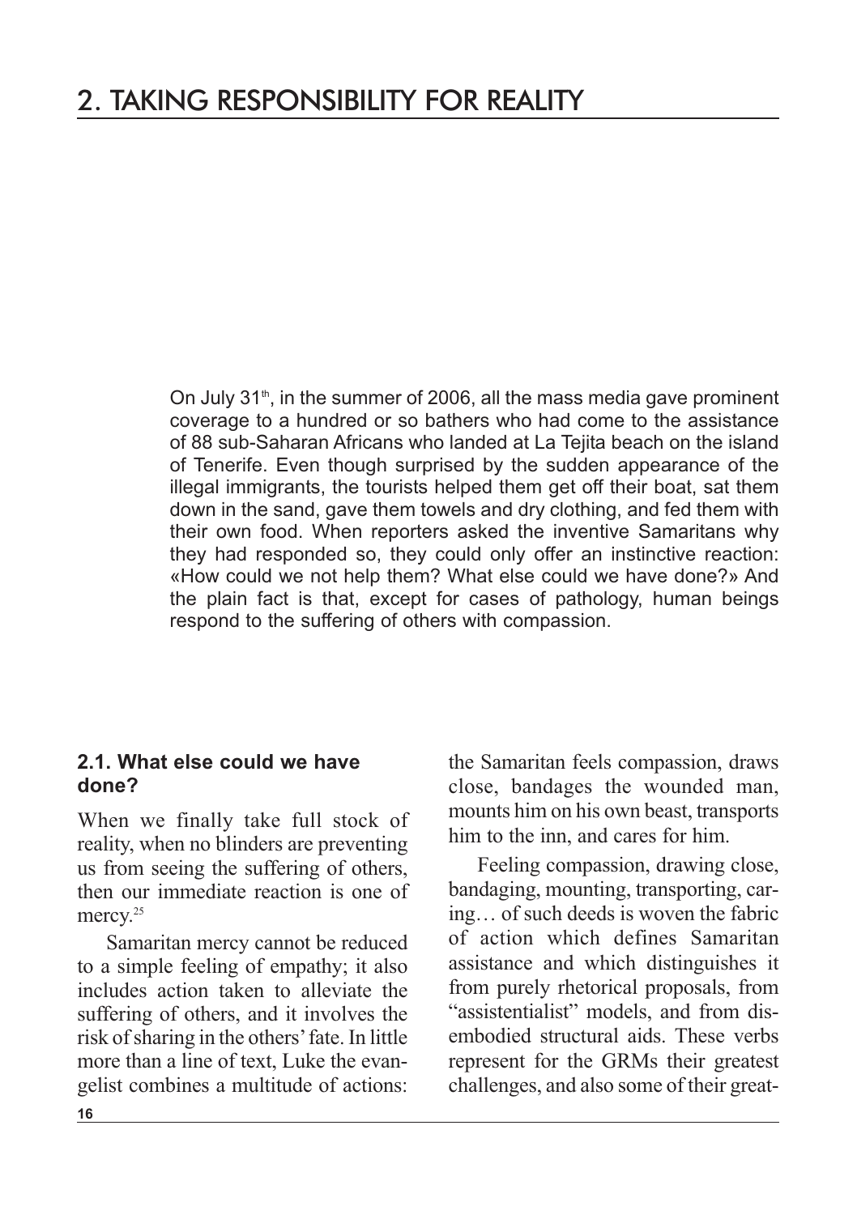# 2. TAKING RESPONSIBILITY FOR REALITY

On July 31th, in the summer of 2006, all the mass media gave prominent coverage to a hundred or so bathers who had come to the assistance of 88 sub-Saharan Africans who landed at La Tejita beach on the island of Tenerife. Even though surprised by the sudden appearance of the illegal immigrants, the tourists helped them get off their boat, sat them down in the sand, gave them towels and dry clothing, and fed them with their own food. When reporters asked the inventive Samaritans why they had responded so, they could only offer an instinctive reaction: «How could we not help them? What else could we have done?» And the plain fact is that, except for cases of pathology, human beings respond to the suffering of others with compassion.

## 2.1. What else could we have done?

When we finally take full stock of reality, when no blinders are preventing us from seeing the suffering of others, then our immediate reaction is one of mercy.[25]

Samaritan mercy cannot be reduced to a simple feeling of empathy; it also includes action taken to alleviate the suffering of others, and it involves the risk of sharing in the others' fate. In little more than a line of text, Luke the evangelist combines a multitude of actions: the Samaritan feels compassion, draws close, bandages the wounded man, mounts him on his own beast, transports him to the inn, and cares for him.

Feeling compassion, drawing close, bandaging, mounting, transporting, caring… of such deeds is woven the fabric of action which defines Samaritan assistance and which distinguishes it from purely rhetorical proposals, from "assistentialist" models, and from disembodied structural aids. These verbs represent for the GRMs their greatest challenges, and also some of their great-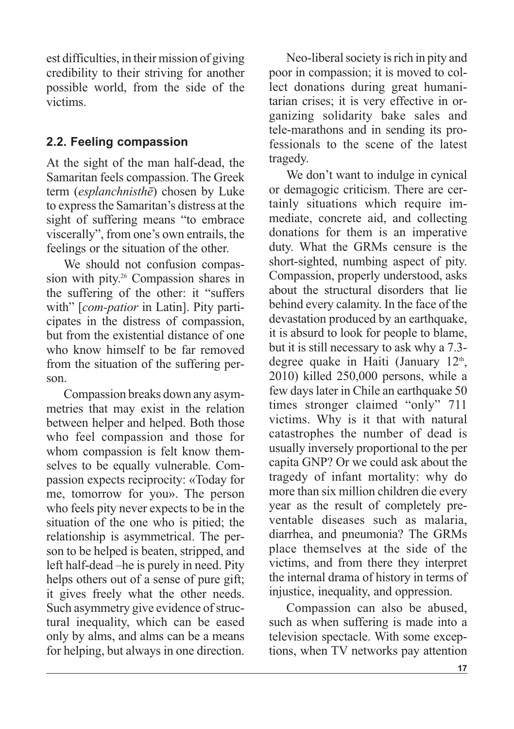est difficulties, in their mission of giving credibility to their striving for another possible world, from the side of the victims.

## 2.2. Feeling compassion

At the sight of the man half-dead, the Samaritan feels compassion. The Greek term (*esplanchnisthē*) chosen by Luke to express the Samaritan's distress at the sight of suffering means "to embrace viscerally", from one's own entrails, the feelings or the situation of the other.

We should not confusion compassion with pity.[26] Compassion shares in the suffering of the other: it "suffers with" [*com-patior* in Latin]. Pity participates in the distress of compassion, but from the existential distance of one who know himself to be far removed from the situation of the suffering person.

Compassion breaks down any asymmetries that may exist in the relation between helper and helped. Both those who feel compassion and those for whom compassion is felt know themselves to be equally vulnerable. Compassion expects reciprocity: «Today for me, tomorrow for you». The person who feels pity never expects to be in the situation of the one who is pitied; the relationship is asymmetrical. The person to be helped is beaten, stripped, and left half-dead –he is purely in need. Pity helps others out of a sense of pure gift; it gives freely what the other needs. Such asymmetry give evidence of structural inequality, which can be eased only by alms, and alms can be a means for helping, but always in one direction.

Neo-liberal society is rich in pity and poor in compassion; it is moved to collect donations during great humanitarian crises; it is very effective in organizing solidarity bake sales and tele-marathons and in sending its professionals to the scene of the latest tragedy.

We don't want to indulge in cynical or demagogic criticism. There are certainly situations which require immediate, concrete aid, and collecting donations for them is an imperative duty. What the GRMs censure is the short-sighted, numbing aspect of pity. Compassion, properly understood, asks about the structural disorders that lie behind every calamity. In the face of the devastation produced by an earthquake, it is absurd to look for people to blame, but it is still necessary to ask why a 7.3-degree quake in Haiti (January 12th, 2010) killed 250,000 persons, while a few days later in Chile an earthquake 50 times stronger claimed "only" 711 victims. Why is it that with natural catastrophes the number of dead is usually inversely proportional to the per capita GNP? Or we could ask about the tragedy of infant mortality: why do more than six million children die every year as the result of completely preventable diseases such as malaria, diarrhea, and pneumonia? The GRMs place themselves at the side of the victims, and from there they interpret the internal drama of history in terms of injustice, inequality, and oppression.

Compassion can also be abused, such as when suffering is made into a television spectacle. With some exceptions, when TV networks pay attention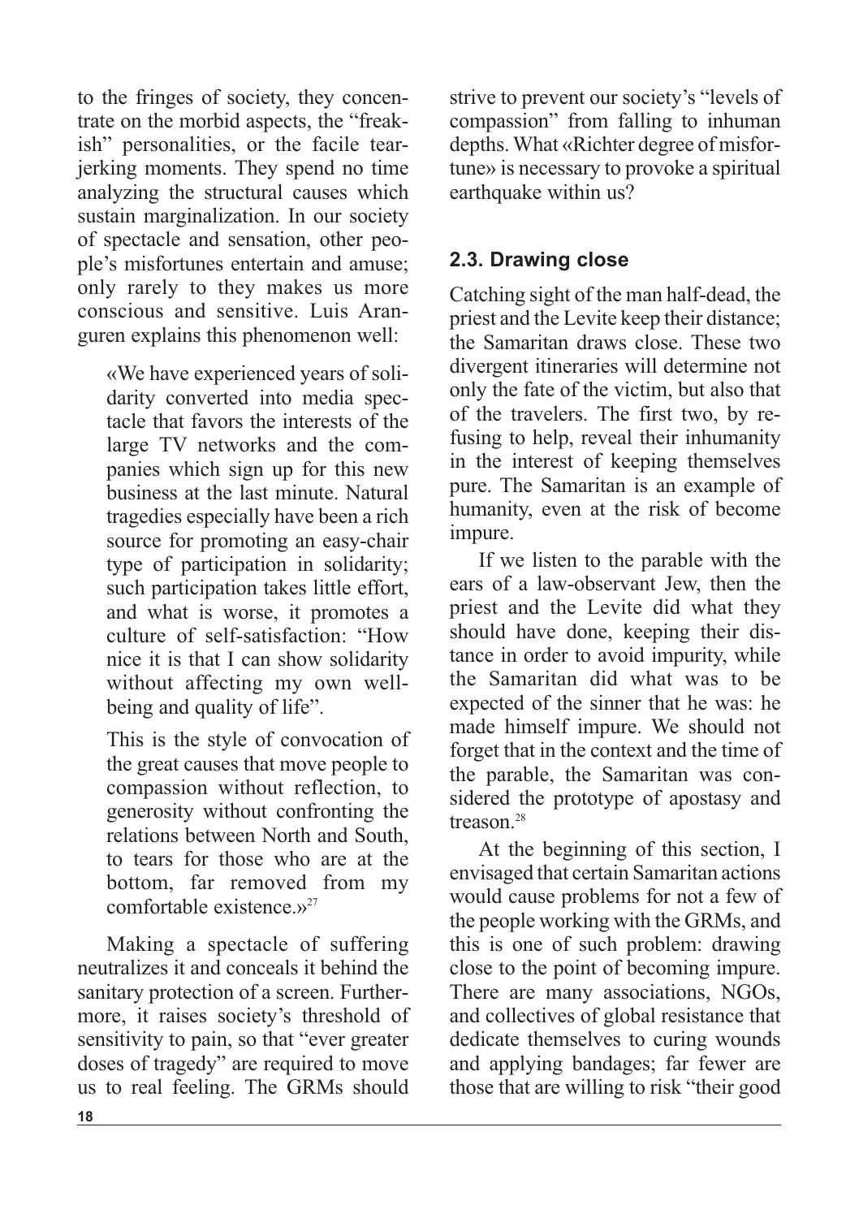to the fringes of society, they concentrate on the morbid aspects, the "freakish" personalities, or the facile tear-jerking moments. They spend no time analyzing the structural causes which sustain marginalization. In our society of spectacle and sensation, other people's misfortunes entertain and amuse; only rarely to they makes us more conscious and sensitive. Luis Aranguren explains this phenomenon well:

> «We have experienced years of solidarity converted into media spectacle that favors the interests of the large TV networks and the companies which sign up for this new business at the last minute. Natural tragedies especially have been a rich source for promoting an easy-chair type of participation in solidarity; such participation takes little effort, and what is worse, it promotes a culture of self-satisfaction: "How nice it is that I can show solidarity without affecting my own well-being and quality of life".
>
> This is the style of convocation of the great causes that move people to compassion without reflection, to generosity without confronting the relations between North and South, to tears for those who are at the bottom, far removed from my comfortable existence.»[27]

Making a spectacle of suffering neutralizes it and conceals it behind the sanitary protection of a screen. Furthermore, it raises society's threshold of sensitivity to pain, so that "ever greater doses of tragedy" are required to move us to real feeling. The GRMs should strive to prevent our society's "levels of compassion" from falling to inhuman depths. What «Richter degree of misfortune» is necessary to provoke a spiritual earthquake within us?

### 2.3. Drawing close

Catching sight of the man half-dead, the priest and the Levite keep their distance; the Samaritan draws close. These two divergent itineraries will determine not only the fate of the victim, but also that of the travelers. The first two, by refusing to help, reveal their inhumanity in the interest of keeping themselves pure. The Samaritan is an example of humanity, even at the risk of become impure.

If we listen to the parable with the ears of a law-observant Jew, then the priest and the Levite did what they should have done, keeping their distance in order to avoid impurity, while the Samaritan did what was to be expected of the sinner that he was: he made himself impure. We should not forget that in the context and the time of the parable, the Samaritan was considered the prototype of apostasy and treason.[28]

At the beginning of this section, I envisaged that certain Samaritan actions would cause problems for not a few of the people working with the GRMs, and this is one of such problem: drawing close to the point of becoming impure. There are many associations, NGOs, and collectives of global resistance that dedicate themselves to curing wounds and applying bandages; far fewer are those that are willing to risk "their good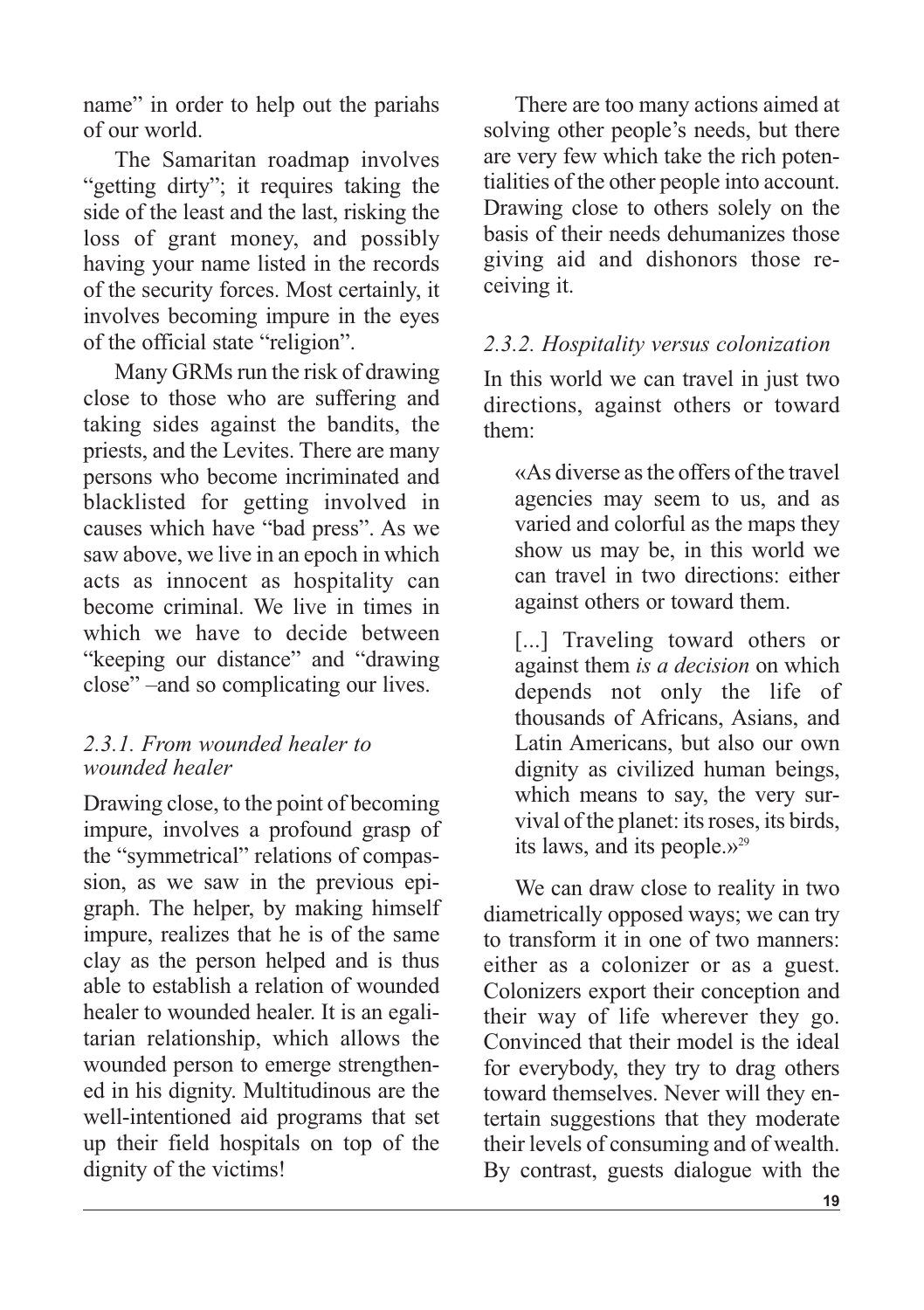name" in order to help out the pariahs of our world.

The Samaritan roadmap involves "getting dirty"; it requires taking the side of the least and the last, risking the loss of grant money, and possibly having your name listed in the records of the security forces. Most certainly, it involves becoming impure in the eyes of the official state "religion".

Many GRMs run the risk of drawing close to those who are suffering and taking sides against the bandits, the priests, and the Levites. There are many persons who become incriminated and blacklisted for getting involved in causes which have "bad press". As we saw above, we live in an epoch in which acts as innocent as hospitality can become criminal. We live in times in which we have to decide between "keeping our distance" and "drawing close" –and so complicating our lives.

### *2.3.1. From wounded healer to wounded healer*

Drawing close, to the point of becoming impure, involves a profound grasp of the "symmetrical" relations of compassion, as we saw in the previous epigraph. The helper, by making himself impure, realizes that he is of the same clay as the person helped and is thus able to establish a relation of wounded healer to wounded healer. It is an egalitarian relationship, which allows the wounded person to emerge strengthened in his dignity. Multitudinous are the well-intentioned aid programs that set up their field hospitals on top of the dignity of the victims!

There are too many actions aimed at solving other people's needs, but there are very few which take the rich potentialities of the other people into account. Drawing close to others solely on the basis of their needs dehumanizes those giving aid and dishonors those receiving it.

### *2.3.2. Hospitality versus colonization*

In this world we can travel in just two directions, against others or toward them:

> «As diverse as the offers of the travel agencies may seem to us, and as varied and colorful as the maps they show us may be, in this world we can travel in two directions: either against others or toward them.
>
> [...] Traveling toward others or against them *is a decision* on which depends not only the life of thousands of Africans, Asians, and Latin Americans, but also our own dignity as civilized human beings, which means to say, the very survival of the planet: its roses, its birds, its laws, and its people.»[29]

We can draw close to reality in two diametrically opposed ways; we can try to transform it in one of two manners: either as a colonizer or as a guest. Colonizers export their conception and their way of life wherever they go. Convinced that their model is the ideal for everybody, they try to drag others toward themselves. Never will they entertain suggestions that they moderate their levels of consuming and of wealth. By contrast, guests dialogue with the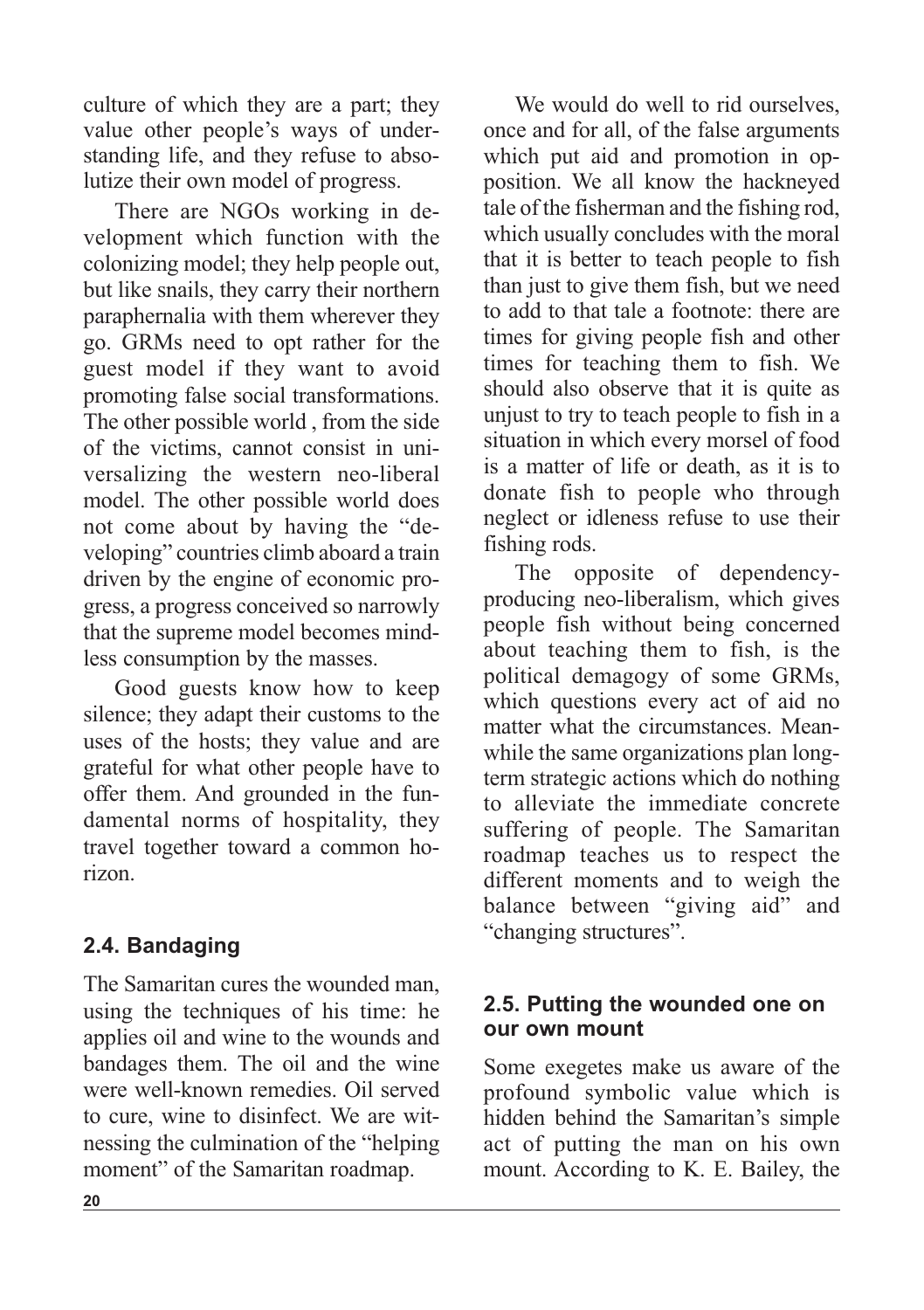culture of which they are a part; they value other people's ways of understanding life, and they refuse to absolutize their own model of progress.

There are NGOs working in development which function with the colonizing model; they help people out, but like snails, they carry their northern paraphernalia with them wherever they go. GRMs need to opt rather for the guest model if they want to avoid promoting false social transformations. The other possible world , from the side of the victims, cannot consist in universalizing the western neo-liberal model. The other possible world does not come about by having the "developing" countries climb aboard a train driven by the engine of economic progress, a progress conceived so narrowly that the supreme model becomes mindless consumption by the masses.

Good guests know how to keep silence; they adapt their customs to the uses of the hosts; they value and are grateful for what other people have to offer them. And grounded in the fundamental norms of hospitality, they travel together toward a common horizon.

## 2.4. Bandaging

The Samaritan cures the wounded man, using the techniques of his time: he applies oil and wine to the wounds and bandages them. The oil and the wine were well-known remedies. Oil served to cure, wine to disinfect. We are witnessing the culmination of the "helping moment" of the Samaritan roadmap.

We would do well to rid ourselves, once and for all, of the false arguments which put aid and promotion in opposition. We all know the hackneyed tale of the fisherman and the fishing rod, which usually concludes with the moral that it is better to teach people to fish than just to give them fish, but we need to add to that tale a footnote: there are times for giving people fish and other times for teaching them to fish. We should also observe that it is quite as unjust to try to teach people to fish in a situation in which every morsel of food is a matter of life or death, as it is to donate fish to people who through neglect or idleness refuse to use their fishing rods.

The opposite of dependency-producing neo-liberalism, which gives people fish without being concerned about teaching them to fish, is the political demagogy of some GRMs, which questions every act of aid no matter what the circumstances. Meanwhile the same organizations plan long-term strategic actions which do nothing to alleviate the immediate concrete suffering of people. The Samaritan roadmap teaches us to respect the different moments and to weigh the balance between "giving aid" and "changing structures".

## 2.5. Putting the wounded one on our own mount

Some exegetes make us aware of the profound symbolic value which is hidden behind the Samaritan's simple act of putting the man on his own mount. According to K. E. Bailey, the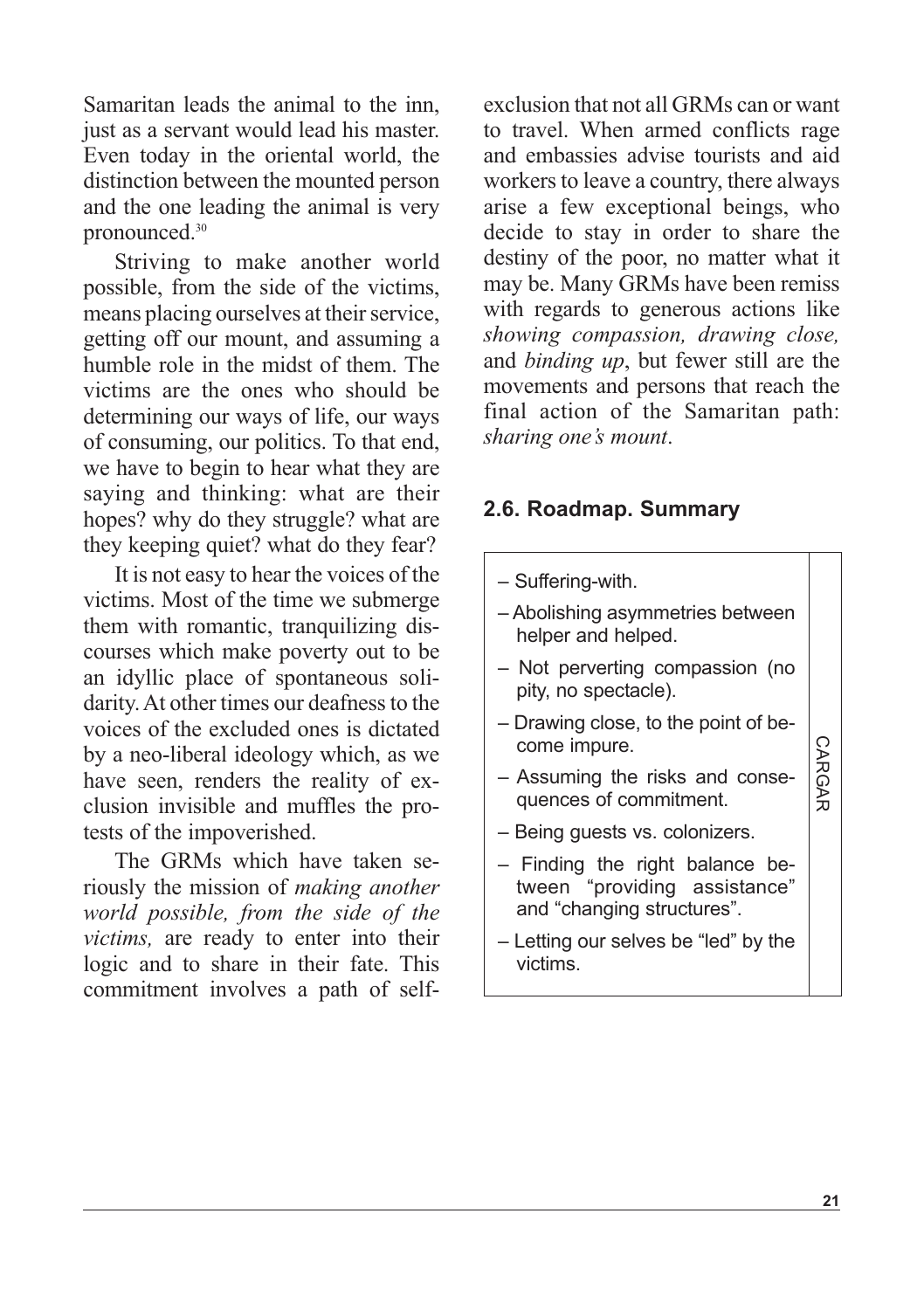Samaritan leads the animal to the inn, just as a servant would lead his master. Even today in the oriental world, the distinction between the mounted person and the one leading the animal is very pronounced.[30]

Striving to make another world possible, from the side of the victims, means placing ourselves at their service, getting off our mount, and assuming a humble role in the midst of them. The victims are the ones who should be determining our ways of life, our ways of consuming, our politics. To that end, we have to begin to hear what they are saying and thinking: what are their hopes? why do they struggle? what are they keeping quiet? what do they fear?

It is not easy to hear the voices of the victims. Most of the time we submerge them with romantic, tranquilizing discourses which make poverty out to be an idyllic place of spontaneous solidarity. At other times our deafness to the voices of the excluded ones is dictated by a neo-liberal ideology which, as we have seen, renders the reality of exclusion invisible and muffles the protests of the impoverished.

The GRMs which have taken seriously the mission of *making another world possible, from the side of the victims,* are ready to enter into their logic and to share in their fate. This commitment involves a path of self-exclusion that not all GRMs can or want to travel. When armed conflicts rage and embassies advise tourists and aid workers to leave a country, there always arise a few exceptional beings, who decide to stay in order to share the destiny of the poor, no matter what it may be. Many GRMs have been remiss with regards to generous actions like *showing compassion, drawing close,* and *binding up*, but fewer still are the movements and persons that reach the final action of the Samaritan path: *sharing one's mount*.

## 2.6. Roadmap. Summary

| | |
|---|---|
| – Suffering-with.<br>– Abolishing asymmetries between helper and helped.<br>– Not perverting compassion (no pity, no spectacle).<br>– Drawing close, to the point of become impure.<br>– Assuming the risks and consequences of commitment.<br>– Being guests vs. colonizers.<br>– Finding the right balance between "providing assistance" and "changing structures".<br>– Letting our selves be "led" by the victims. | CARGAR |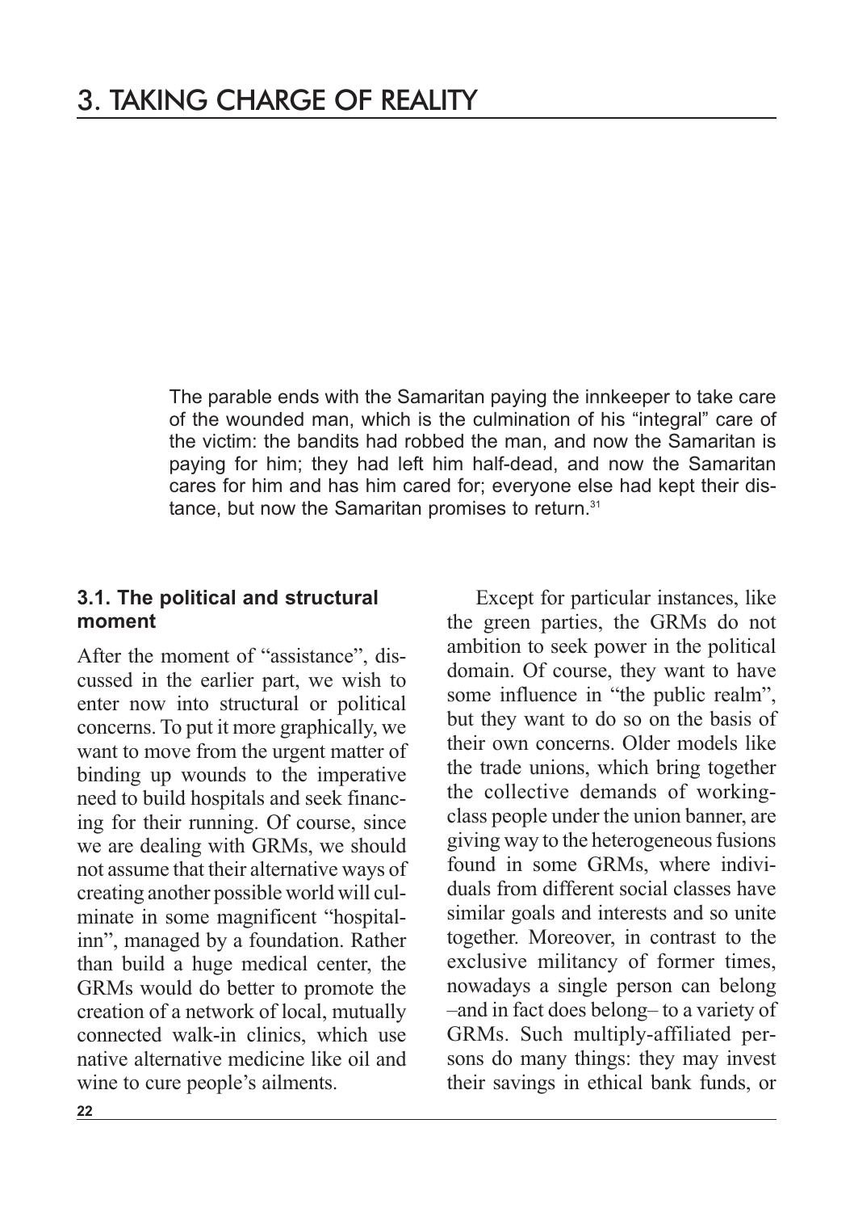# 3. TAKING CHARGE OF REALITY

> The parable ends with the Samaritan paying the innkeeper to take care of the wounded man, which is the culmination of his "integral" care of the victim: the bandits had robbed the man, and now the Samaritan is paying for him; they had left him half-dead, and now the Samaritan cares for him and has him cared for; everyone else had kept their distance, but now the Samaritan promises to return.[31]

### 3.1. The political and structural moment

After the moment of "assistance", discussed in the earlier part, we wish to enter now into structural or political concerns. To put it more graphically, we want to move from the urgent matter of binding up wounds to the imperative need to build hospitals and seek financing for their running. Of course, since we are dealing with GRMs, we should not assume that their alternative ways of creating another possible world will culminate in some magnificent "hospital-inn", managed by a foundation. Rather than build a huge medical center, the GRMs would do better to promote the creation of a network of local, mutually connected walk-in clinics, which use native alternative medicine like oil and wine to cure people's ailments.

Except for particular instances, like the green parties, the GRMs do not ambition to seek power in the political domain. Of course, they want to have some influence in "the public realm", but they want to do so on the basis of their own concerns. Older models like the trade unions, which bring together the collective demands of working-class people under the union banner, are giving way to the heterogeneous fusions found in some GRMs, where individuals from different social classes have similar goals and interests and so unite together. Moreover, in contrast to the exclusive militancy of former times, nowadays a single person can belong –and in fact does belong– to a variety of GRMs. Such multiply-affiliated persons do many things: they may invest their savings in ethical bank funds, or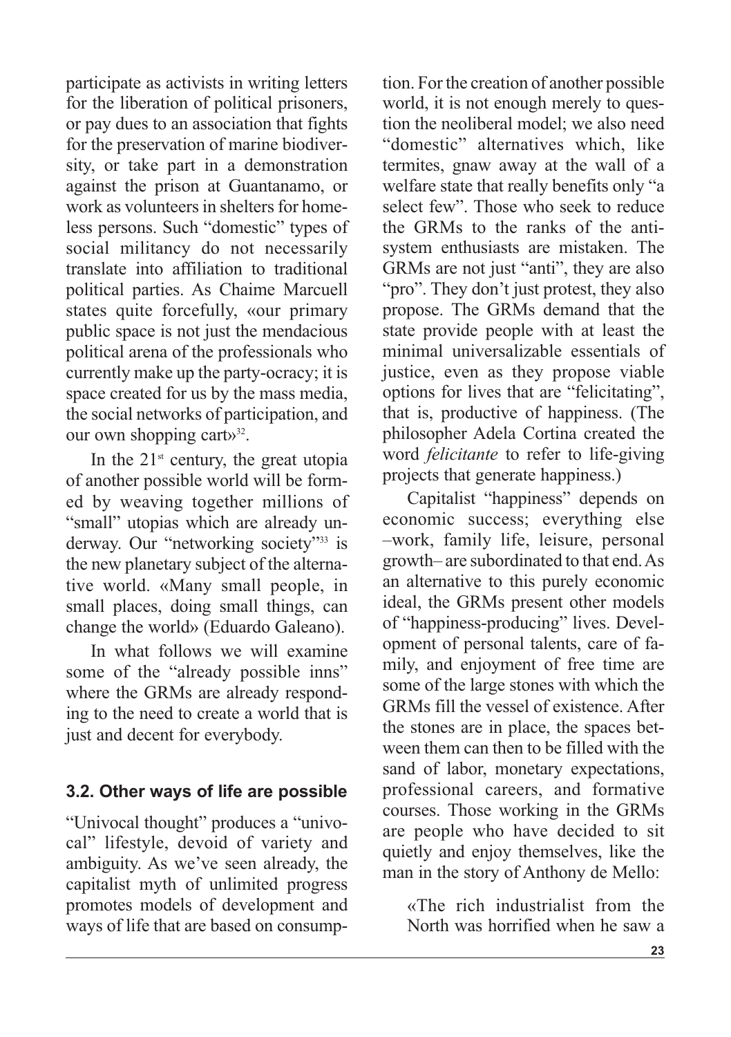participate as activists in writing letters for the liberation of political prisoners, or pay dues to an association that fights for the preservation of marine biodiversity, or take part in a demonstration against the prison at Guantanamo, or work as volunteers in shelters for homeless persons. Such "domestic" types of social militancy do not necessarily translate into affiliation to traditional political parties. As Chaime Marcuell states quite forcefully, «our primary public space is not just the mendacious political arena of the professionals who currently make up the party-ocracy; it is space created for us by the mass media, the social networks of participation, and our own shopping cart»[32].

In the 21st century, the great utopia of another possible world will be formed by weaving together millions of "small" utopias which are already underway. Our "networking society"[33] is the new planetary subject of the alternative world. «Many small people, in small places, doing small things, can change the world» (Eduardo Galeano).

In what follows we will examine some of the "already possible inns" where the GRMs are already responding to the need to create a world that is just and decent for everybody.

### 3.2. Other ways of life are possible

"Univocal thought" produces a "univocal" lifestyle, devoid of variety and ambiguity. As we've seen already, the capitalist myth of unlimited progress promotes models of development and ways of life that are based on consumption. For the creation of another possible world, it is not enough merely to question the neoliberal model; we also need "domestic" alternatives which, like termites, gnaw away at the wall of a welfare state that really benefits only "a select few". Those who seek to reduce the GRMs to the ranks of the anti-system enthusiasts are mistaken. The GRMs are not just "anti", they are also "pro". They don't just protest, they also propose. The GRMs demand that the state provide people with at least the minimal universalizable essentials of justice, even as they propose viable options for lives that are "felicitating", that is, productive of happiness. (The philosopher Adela Cortina created the word *felicitante* to refer to life-giving projects that generate happiness.)

Capitalist "happiness" depends on economic success; everything else –work, family life, leisure, personal growth– are subordinated to that end. As an alternative to this purely economic ideal, the GRMs present other models of "happiness-producing" lives. Development of personal talents, care of family, and enjoyment of free time are some of the large stones with which the GRMs fill the vessel of existence. After the stones are in place, the spaces between them can then to be filled with the sand of labor, monetary expectations, professional careers, and formative courses. Those working in the GRMs are people who have decided to sit quietly and enjoy themselves, like the man in the story of Anthony de Mello:

> «The rich industrialist from the North was horrified when he saw a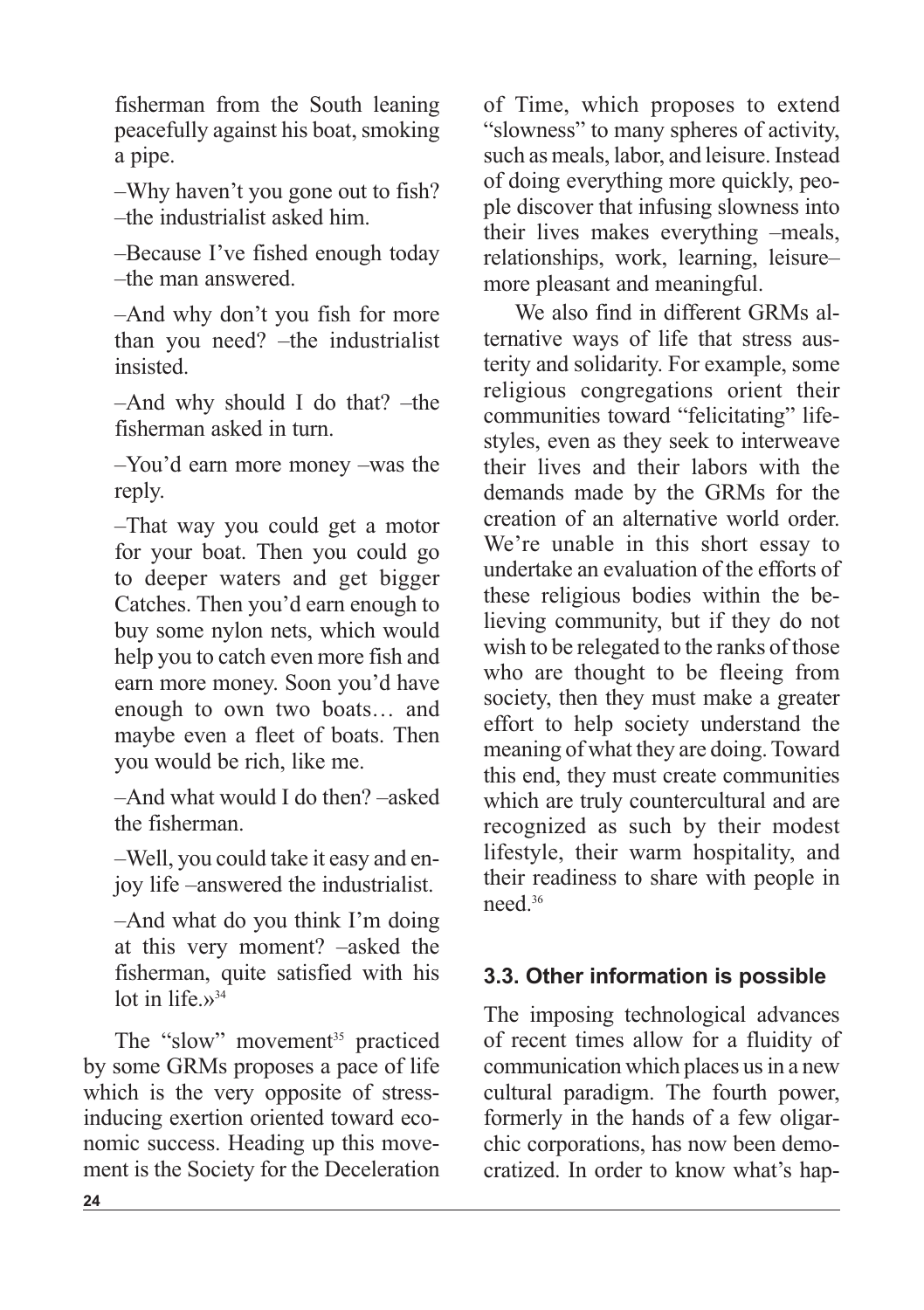fisherman from the South leaning peacefully against his boat, smoking a pipe.

–Why haven't you gone out to fish? –the industrialist asked him.

–Because I've fished enough today –the man answered.

–And why don't you fish for more than you need? –the industrialist insisted.

–And why should I do that? –the fisherman asked in turn.

–You'd earn more money –was the reply.

–That way you could get a motor for your boat. Then you could go to deeper waters and get bigger Catches. Then you'd earn enough to buy some nylon nets, which would help you to catch even more fish and earn more money. Soon you'd have enough to own two boats… and maybe even a fleet of boats. Then you would be rich, like me.

–And what would I do then? –asked the fisherman.

–Well, you could take it easy and enjoy life –answered the industrialist.

–And what do you think I'm doing at this very moment? –asked the fisherman, quite satisfied with his lot in life.»[34]

The "slow" movement[35] practiced by some GRMs proposes a pace of life which is the very opposite of stress-inducing exertion oriented toward economic success. Heading up this movement is the Society for the Deceleration of Time, which proposes to extend "slowness" to many spheres of activity, such as meals, labor, and leisure. Instead of doing everything more quickly, people discover that infusing slowness into their lives makes everything –meals, relationships, work, learning, leisure– more pleasant and meaningful.

We also find in different GRMs alternative ways of life that stress austerity and solidarity. For example, some religious congregations orient their communities toward "felicitating" lifestyles, even as they seek to interweave their lives and their labors with the demands made by the GRMs for the creation of an alternative world order. We're unable in this short essay to undertake an evaluation of the efforts of these religious bodies within the believing community, but if they do not wish to be relegated to the ranks of those who are thought to be fleeing from society, then they must make a greater effort to help society understand the meaning of what they are doing. Toward this end, they must create communities which are truly countercultural and are recognized as such by their modest lifestyle, their warm hospitality, and their readiness to share with people in need.[36]

### 3.3. Other information is possible

The imposing technological advances of recent times allow for a fluidity of communication which places us in a new cultural paradigm. The fourth power, formerly in the hands of a few oligarchic corporations, has now been democratized. In order to know what's hap-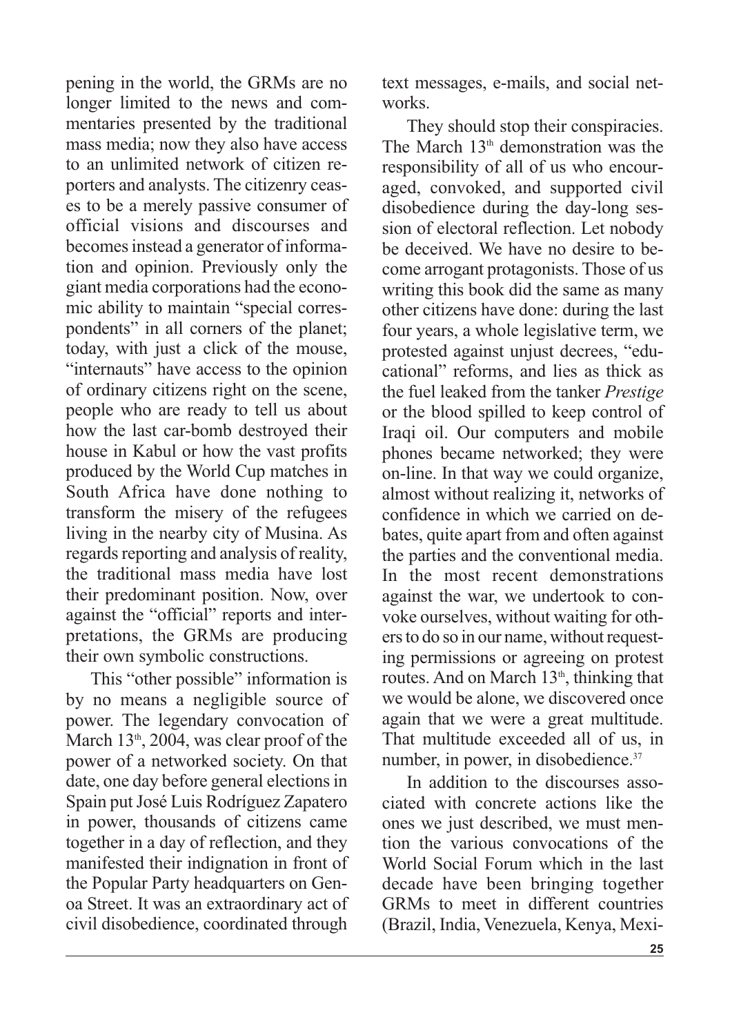pening in the world, the GRMs are no longer limited to the news and commentaries presented by the traditional mass media; now they also have access to an unlimited network of citizen reporters and analysts. The citizenry ceases to be a merely passive consumer of official visions and discourses and becomes instead a generator of information and opinion. Previously only the giant media corporations had the economic ability to maintain "special correspondents" in all corners of the planet; today, with just a click of the mouse, "internauts" have access to the opinion of ordinary citizens right on the scene, people who are ready to tell us about how the last car-bomb destroyed their house in Kabul or how the vast profits produced by the World Cup matches in South Africa have done nothing to transform the misery of the refugees living in the nearby city of Musina. As regards reporting and analysis of reality, the traditional mass media have lost their predominant position. Now, over against the "official" reports and interpretations, the GRMs are producing their own symbolic constructions.

This "other possible" information is by no means a negligible source of power. The legendary convocation of March 13th, 2004, was clear proof of the power of a networked society. On that date, one day before general elections in Spain put José Luis Rodríguez Zapatero in power, thousands of citizens came together in a day of reflection, and they manifested their indignation in front of the Popular Party headquarters on Genoa Street. It was an extraordinary act of civil disobedience, coordinated through text messages, e-mails, and social networks.

They should stop their conspiracies. The March 13th demonstration was the responsibility of all of us who encouraged, convoked, and supported civil disobedience during the day-long session of electoral reflection. Let nobody be deceived. We have no desire to become arrogant protagonists. Those of us writing this book did the same as many other citizens have done: during the last four years, a whole legislative term, we protested against unjust decrees, "educational" reforms, and lies as thick as the fuel leaked from the tanker *Prestige* or the blood spilled to keep control of Iraqi oil. Our computers and mobile phones became networked; they were on-line. In that way we could organize, almost without realizing it, networks of confidence in which we carried on debates, quite apart from and often against the parties and the conventional media. In the most recent demonstrations against the war, we undertook to convoke ourselves, without waiting for others to do so in our name, without requesting permissions or agreeing on protest routes. And on March 13th, thinking that we would be alone, we discovered once again that we were a great multitude. That multitude exceeded all of us, in number, in power, in disobedience.[37]

In addition to the discourses associated with concrete actions like the ones we just described, we must mention the various convocations of the World Social Forum which in the last decade have been bringing together GRMs to meet in different countries (Brazil, India, Venezuela, Kenya, Mexi-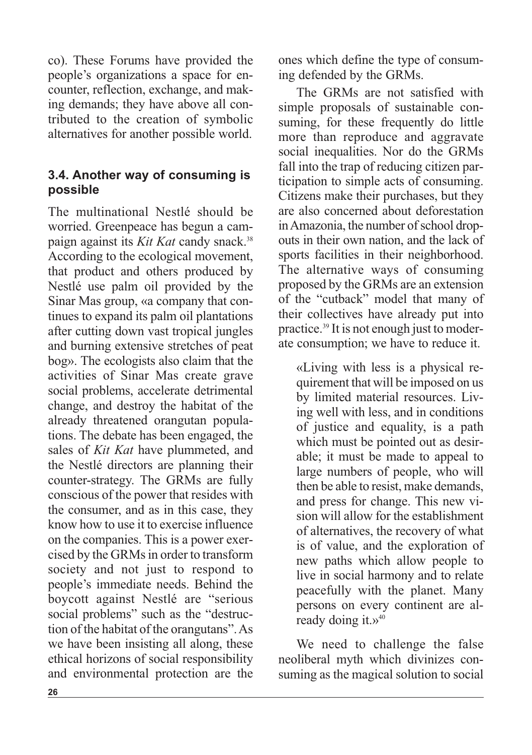co). These Forums have provided the people's organizations a space for encounter, reflection, exchange, and making demands; they have above all contributed to the creation of symbolic alternatives for another possible world.

### 3.4. Another way of consuming is possible

The multinational Nestlé should be worried. Greenpeace has begun a campaign against its *Kit Kat* candy snack.[38] According to the ecological movement, that product and others produced by Nestlé use palm oil provided by the Sinar Mas group, «a company that continues to expand its palm oil plantations after cutting down vast tropical jungles and burning extensive stretches of peat bog». The ecologists also claim that the activities of Sinar Mas create grave social problems, accelerate detrimental change, and destroy the habitat of the already threatened orangutan populations. The debate has been engaged, the sales of *Kit Kat* have plummeted, and the Nestlé directors are planning their counter-strategy. The GRMs are fully conscious of the power that resides with the consumer, and as in this case, they know how to use it to exercise influence on the companies. This is a power exercised by the GRMs in order to transform society and not just to respond to people's immediate needs. Behind the boycott against Nestlé are "serious social problems" such as the "destruction of the habitat of the orangutans". As we have been insisting all along, these ethical horizons of social responsibility and environmental protection are the ones which define the type of consuming defended by the GRMs.

The GRMs are not satisfied with simple proposals of sustainable consuming, for these frequently do little more than reproduce and aggravate social inequalities. Nor do the GRMs fall into the trap of reducing citizen participation to simple acts of consuming. Citizens make their purchases, but they are also concerned about deforestation in Amazonia, the number of school dropouts in their own nation, and the lack of sports facilities in their neighborhood. The alternative ways of consuming proposed by the GRMs are an extension of the "cutback" model that many of their collectives have already put into practice.[39] It is not enough just to moderate consumption; we have to reduce it.

> «Living with less is a physical requirement that will be imposed on us by limited material resources. Living well with less, and in conditions of justice and equality, is a path which must be pointed out as desirable; it must be made to appeal to large numbers of people, who will then be able to resist, make demands, and press for change. This new vision will allow for the establishment of alternatives, the recovery of what is of value, and the exploration of new paths which allow people to live in social harmony and to relate peacefully with the planet. Many persons on every continent are already doing it.»[40]

We need to challenge the false neoliberal myth which divinizes consuming as the magical solution to social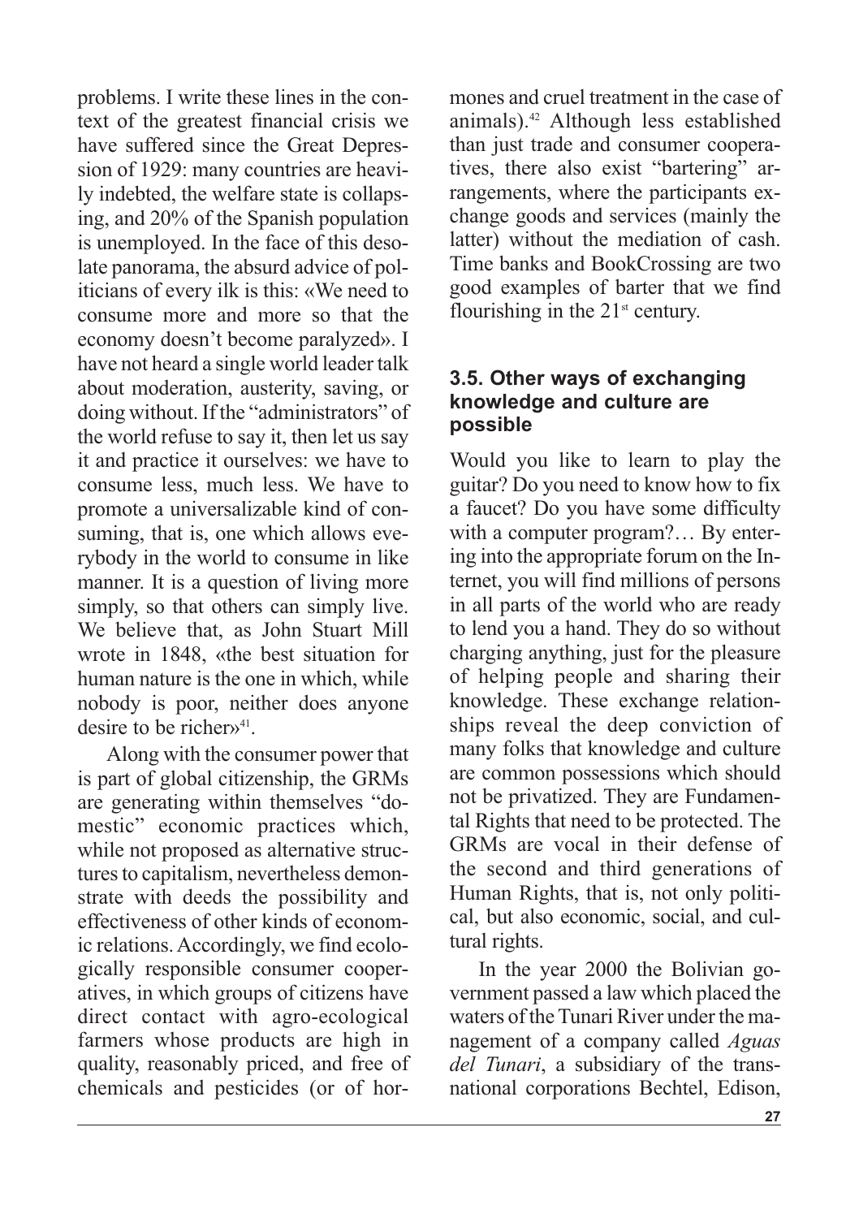problems. I write these lines in the context of the greatest financial crisis we have suffered since the Great Depression of 1929: many countries are heavily indebted, the welfare state is collapsing, and 20% of the Spanish population is unemployed. In the face of this desolate panorama, the absurd advice of politicians of every ilk is this: «We need to consume more and more so that the economy doesn't become paralyzed». I have not heard a single world leader talk about moderation, austerity, saving, or doing without. If the "administrators" of the world refuse to say it, then let us say it and practice it ourselves: we have to consume less, much less. We have to promote a universalizable kind of consuming, that is, one which allows everybody in the world to consume in like manner. It is a question of living more simply, so that others can simply live. We believe that, as John Stuart Mill wrote in 1848, «the best situation for human nature is the one in which, while nobody is poor, neither does anyone desire to be richer»[41].

Along with the consumer power that is part of global citizenship, the GRMs are generating within themselves "domestic" economic practices which, while not proposed as alternative structures to capitalism, nevertheless demonstrate with deeds the possibility and effectiveness of other kinds of economic relations. Accordingly, we find ecologically responsible consumer cooperatives, in which groups of citizens have direct contact with agro-ecological farmers whose products are high in quality, reasonably priced, and free of chemicals and pesticides (or of hormones and cruel treatment in the case of animals).[42] Although less established than just trade and consumer cooperatives, there also exist "bartering" arrangements, where the participants exchange goods and services (mainly the latter) without the mediation of cash. Time banks and BookCrossing are two good examples of barter that we find flourishing in the 21st century.

### 3.5. Other ways of exchanging knowledge and culture are possible

Would you like to learn to play the guitar? Do you need to know how to fix a faucet? Do you have some difficulty with a computer program?… By entering into the appropriate forum on the Internet, you will find millions of persons in all parts of the world who are ready to lend you a hand. They do so without charging anything, just for the pleasure of helping people and sharing their knowledge. These exchange relationships reveal the deep conviction of many folks that knowledge and culture are common possessions which should not be privatized. They are Fundamental Rights that need to be protected. The GRMs are vocal in their defense of the second and third generations of Human Rights, that is, not only political, but also economic, social, and cultural rights.

In the year 2000 the Bolivian government passed a law which placed the waters of the Tunari River under the management of a company called *Aguas del Tunari*, a subsidiary of the transnational corporations Bechtel, Edison,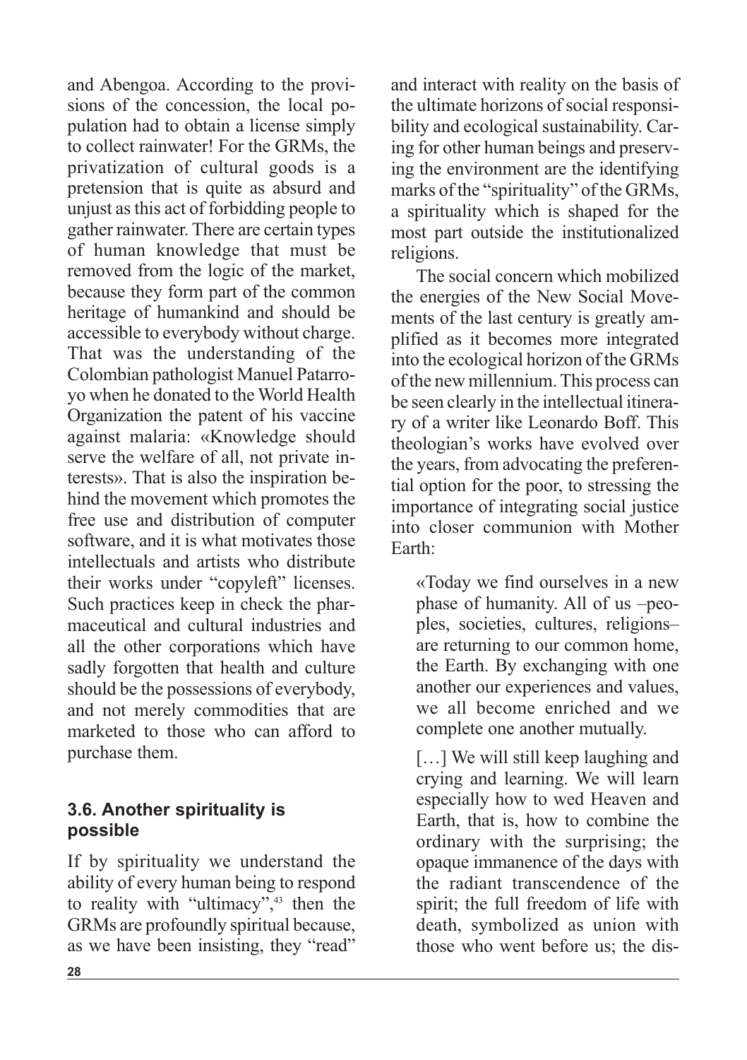and Abengoa. According to the provisions of the concession, the local population had to obtain a license simply to collect rainwater! For the GRMs, the privatization of cultural goods is a pretension that is quite as absurd and unjust as this act of forbidding people to gather rainwater. There are certain types of human knowledge that must be removed from the logic of the market, because they form part of the common heritage of humankind and should be accessible to everybody without charge. That was the understanding of the Colombian pathologist Manuel Patarroyo when he donated to the World Health Organization the patent of his vaccine against malaria: «Knowledge should serve the welfare of all, not private interests». That is also the inspiration behind the movement which promotes the free use and distribution of computer software, and it is what motivates those intellectuals and artists who distribute their works under "copyleft" licenses. Such practices keep in check the pharmaceutical and cultural industries and all the other corporations which have sadly forgotten that health and culture should be the possessions of everybody, and not merely commodities that are marketed to those who can afford to purchase them.

### 3.6. Another spirituality is possible

If by spirituality we understand the ability of every human being to respond to reality with "ultimacy",[43] then the GRMs are profoundly spiritual because, as we have been insisting, they "read" and interact with reality on the basis of the ultimate horizons of social responsibility and ecological sustainability. Caring for other human beings and preserving the environment are the identifying marks of the "spirituality" of the GRMs, a spirituality which is shaped for the most part outside the institutionalized religions.

The social concern which mobilized the energies of the New Social Movements of the last century is greatly amplified as it becomes more integrated into the ecological horizon of the GRMs of the new millennium. This process can be seen clearly in the intellectual itinerary of a writer like Leonardo Boff. This theologian's works have evolved over the years, from advocating the preferential option for the poor, to stressing the importance of integrating social justice into closer communion with Mother Earth:

> «Today we find ourselves in a new phase of humanity. All of us –peoples, societies, cultures, religions– are returning to our common home, the Earth. By exchanging with one another our experiences and values, we all become enriched and we complete one another mutually.
>
> […] We will still keep laughing and crying and learning. We will learn especially how to wed Heaven and Earth, that is, how to combine the ordinary with the surprising; the opaque immanence of the days with the radiant transcendence of the spirit; the full freedom of life with death, symbolized as union with those who went before us; the dis-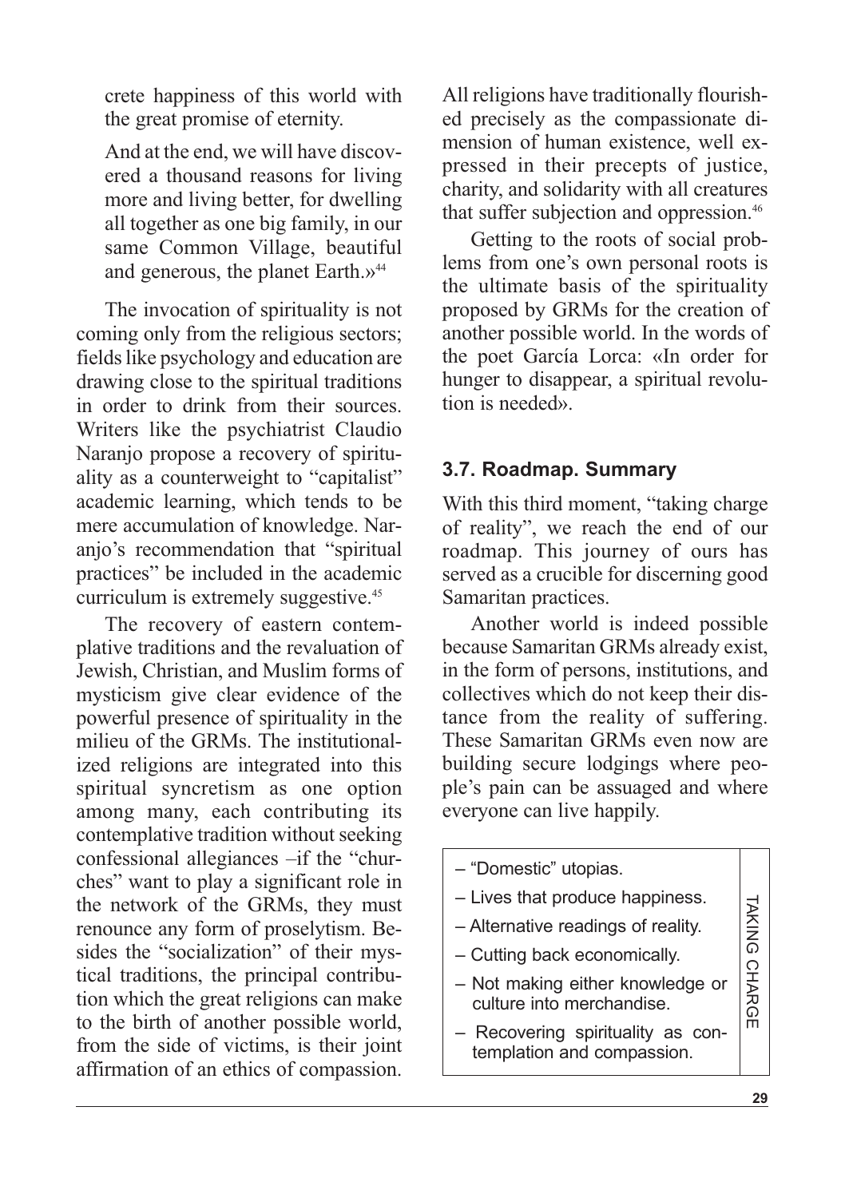crete happiness of this world with the great promise of eternity.

And at the end, we will have discovered a thousand reasons for living more and living better, for dwelling all together as one big family, in our same Common Village, beautiful and generous, the planet Earth.»[44]

The invocation of spirituality is not coming only from the religious sectors; fields like psychology and education are drawing close to the spiritual traditions in order to drink from their sources. Writers like the psychiatrist Claudio Naranjo propose a recovery of spirituality as a counterweight to "capitalist" academic learning, which tends to be mere accumulation of knowledge. Naranjo's recommendation that "spiritual practices" be included in the academic curriculum is extremely suggestive.[45]

The recovery of eastern contemplative traditions and the revaluation of Jewish, Christian, and Muslim forms of mysticism give clear evidence of the powerful presence of spirituality in the milieu of the GRMs. The institutionalized religions are integrated into this spiritual syncretism as one option among many, each contributing its contemplative tradition without seeking confessional allegiances –if the "churches" want to play a significant role in the network of the GRMs, they must renounce any form of proselytism. Besides the "socialization" of their mystical traditions, the principal contribution which the great religions can make to the birth of another possible world, from the side of victims, is their joint affirmation of an ethics of compassion. All religions have traditionally flourished precisely as the compassionate dimension of human existence, well expressed in their precepts of justice, charity, and solidarity with all creatures that suffer subjection and oppression.[46]

Getting to the roots of social problems from one's own personal roots is the ultimate basis of the spirituality proposed by GRMs for the creation of another possible world. In the words of the poet García Lorca: «In order for hunger to disappear, a spiritual revolution is needed».

### 3.7. Roadmap. Summary

With this third moment, "taking charge of reality", we reach the end of our roadmap. This journey of ours has served as a crucible for discerning good Samaritan practices.

Another world is indeed possible because Samaritan GRMs already exist, in the form of persons, institutions, and collectives which do not keep their distance from the reality of suffering. These Samaritan GRMs even now are building secure lodgings where people's pain can be assuaged and where everyone can live happily.

| | TAKING CHARGE |
|---|---|
| – "Domestic" utopias.<br>– Lives that produce happiness.<br>– Alternative readings of reality.<br>– Cutting back economically.<br>– Not making either knowledge or culture into merchandise.<br>– Recovering spirituality as contemplation and compassion. | |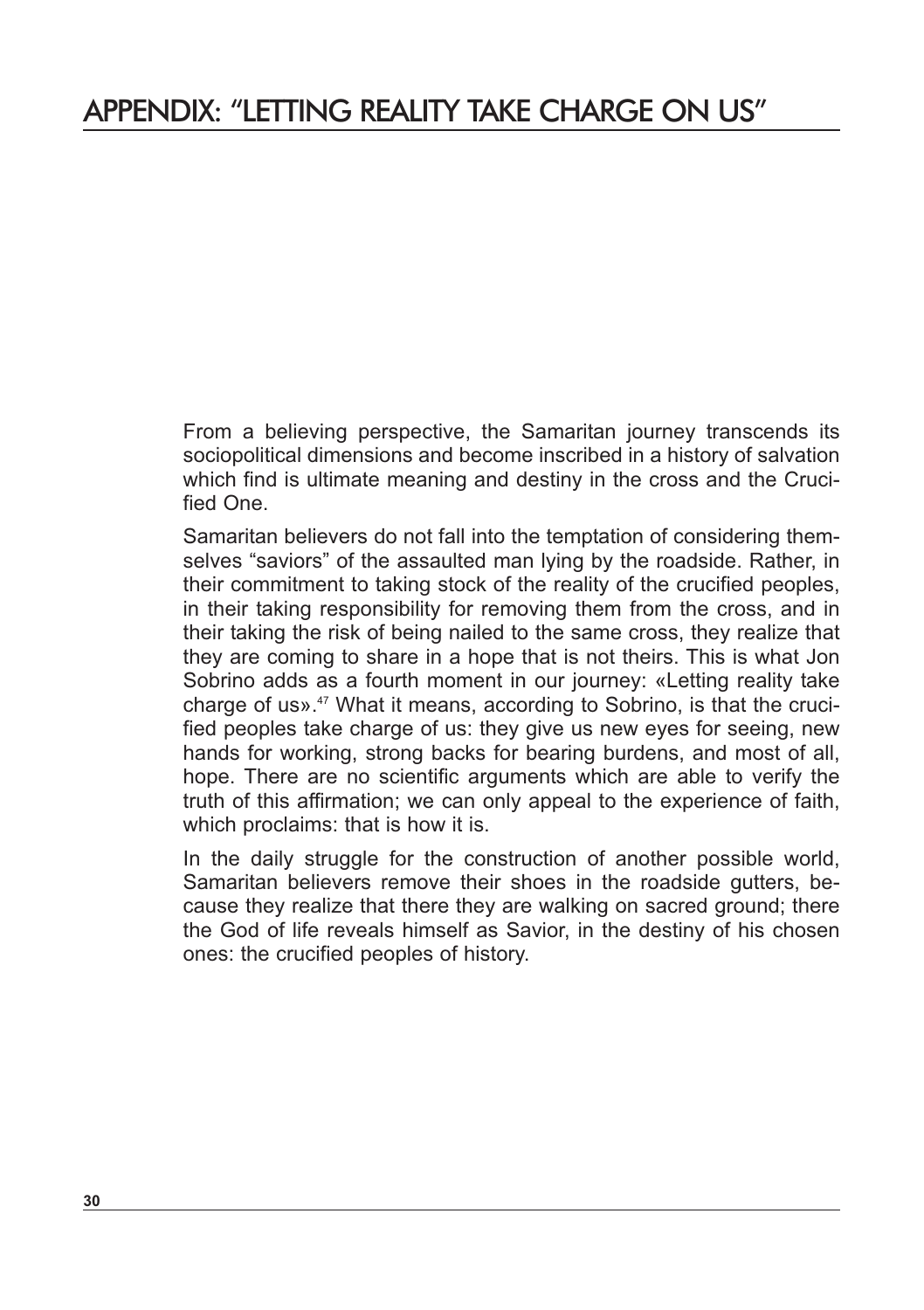# APPENDIX: "LETTING REALITY TAKE CHARGE ON US"

From a believing perspective, the Samaritan journey transcends its sociopolitical dimensions and become inscribed in a history of salvation which find is ultimate meaning and destiny in the cross and the Crucified One.

Samaritan believers do not fall into the temptation of considering themselves "saviors" of the assaulted man lying by the roadside. Rather, in their commitment to taking stock of the reality of the crucified peoples, in their taking responsibility for removing them from the cross, and in their taking the risk of being nailed to the same cross, they realize that they are coming to share in a hope that is not theirs. This is what Jon Sobrino adds as a fourth moment in our journey: «Letting reality take charge of us».[47] What it means, according to Sobrino, is that the crucified peoples take charge of us: they give us new eyes for seeing, new hands for working, strong backs for bearing burdens, and most of all, hope. There are no scientific arguments which are able to verify the truth of this affirmation; we can only appeal to the experience of faith, which proclaims: that is how it is.

In the daily struggle for the construction of another possible world, Samaritan believers remove their shoes in the roadside gutters, because they realize that there they are walking on sacred ground; there the God of life reveals himself as Savior, in the destiny of his chosen ones: the crucified peoples of history.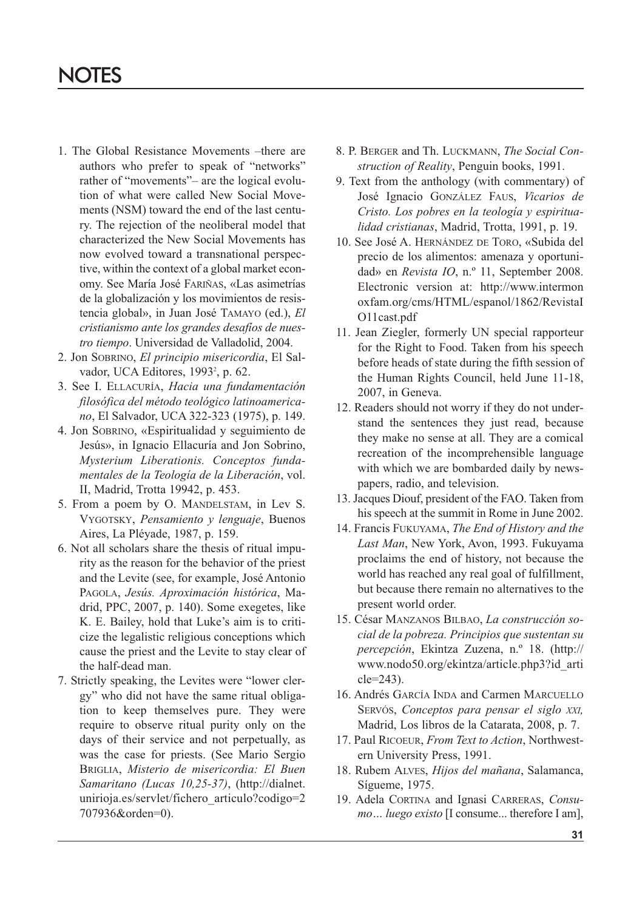# NOTES

1. The Global Resistance Movements –there are authors who prefer to speak of "networks" rather of "movements"– are the logical evolution of what were called New Social Movements (NSM) toward the end of the last century. The rejection of the neoliberal model that characterized the New Social Movements has now evolved toward a transnational perspective, within the context of a global market economy. See María José Fariñas, «Las asimetrías de la globalización y los movimientos de resistencia global», in Juan José Tamayo (ed.), *El cristianismo ante los grandes desafíos de nuestro tiempo*. Universidad de Valladolid, 2004.
2. Jon Sobrino, *El principio misericordia*, El Salvador, UCA Editores, 1993[2], p. 62.
3. See I. Ellacuría, *Hacia una fundamentación filosófica del método teológico latinoamericano*, El Salvador, UCA 322-323 (1975), p. 149.
4. Jon Sobrino, «Espiritualidad y seguimiento de Jesús», in Ignacio Ellacuría and Jon Sobrino, *Mysterium Liberationis. Conceptos fundamentales de la Teología de la Liberación*, vol. II, Madrid, Trotta 19942, p. 453.
5. From a poem by O. Mandelstam, in Lev S. Vygotsky, *Pensamiento y lenguaje*, Buenos Aires, La Pléyade, 1987, p. 159.
6. Not all scholars share the thesis of ritual impurity as the reason for the behavior of the priest and the Levite (see, for example, José Antonio Pagola, *Jesús. Aproximación histórica*, Madrid, PPC, 2007, p. 140). Some exegetes, like K. E. Bailey, hold that Luke's aim is to criticize the legalistic religious conceptions which cause the priest and the Levite to stay clear of the half-dead man.
7. Strictly speaking, the Levites were "lower clergy" who did not have the same ritual obligation to keep themselves pure. They were require to observe ritual purity only on the days of their service and not perpetually, as was the case for priests. (See Mario Sergio Briglia, *Misterio de misericordia: El Buen Samaritano (Lucas 10,25-37)*, (http://dialnet.unirioja.es/servlet/fichero_articulo?codigo=2707936&orden=0).
8. P. Berger and Th. Luckmann, *The Social Construction of Reality*, Penguin books, 1991.
9. Text from the anthology (with commentary) of José Ignacio González Faus, *Vicarios de Cristo. Los pobres en la teología y espiritualidad cristianas*, Madrid, Trotta, 1991, p. 19.
10. See José A. Hernández de Toro, «Subida del precio de los alimentos: amenaza y oportunidad» en *Revista IO*, n.º 11, September 2008. Electronic version at: http://www.intermonoxfam.org/cms/HTML/espanol/1862/RevistaIO11cast.pdf
11. Jean Ziegler, formerly UN special rapporteur for the Right to Food. Taken from his speech before heads of state during the fifth session of the Human Rights Council, held June 11-18, 2007, in Geneva.
12. Readers should not worry if they do not understand the sentences they just read, because they make no sense at all. They are a comical recreation of the incomprehensible language with which we are bombarded daily by newspapers, radio, and television.
13. Jacques Diouf, president of the FAO. Taken from his speech at the summit in Rome in June 2002.
14. Francis Fukuyama, *The End of History and the Last Man*, New York, Avon, 1993. Fukuyama proclaims the end of history, not because the world has reached any real goal of fulfillment, but because there remain no alternatives to the present world order.
15. César Manzanos Bilbao, *La construcción social de la pobreza. Principios que sustentan su percepción*, Ekintza Zuzena, n.º 18. (http://www.nodo50.org/ekintza/article.php3?id_article=243).
16. Andrés García Inda and Carmen Marcuello Servós, *Conceptos para pensar el siglo xxi,* Madrid, Los libros de la Catarata, 2008, p. 7.
17. Paul Ricoeur, *From Text to Action*, Northwestern University Press, 1991.
18. Rubem Alves, *Hijos del mañana*, Salamanca, Sígueme, 1975.
19. Adela Cortina and Ignasi Carreras, *Consumo… luego existo* [I consume... therefore I am],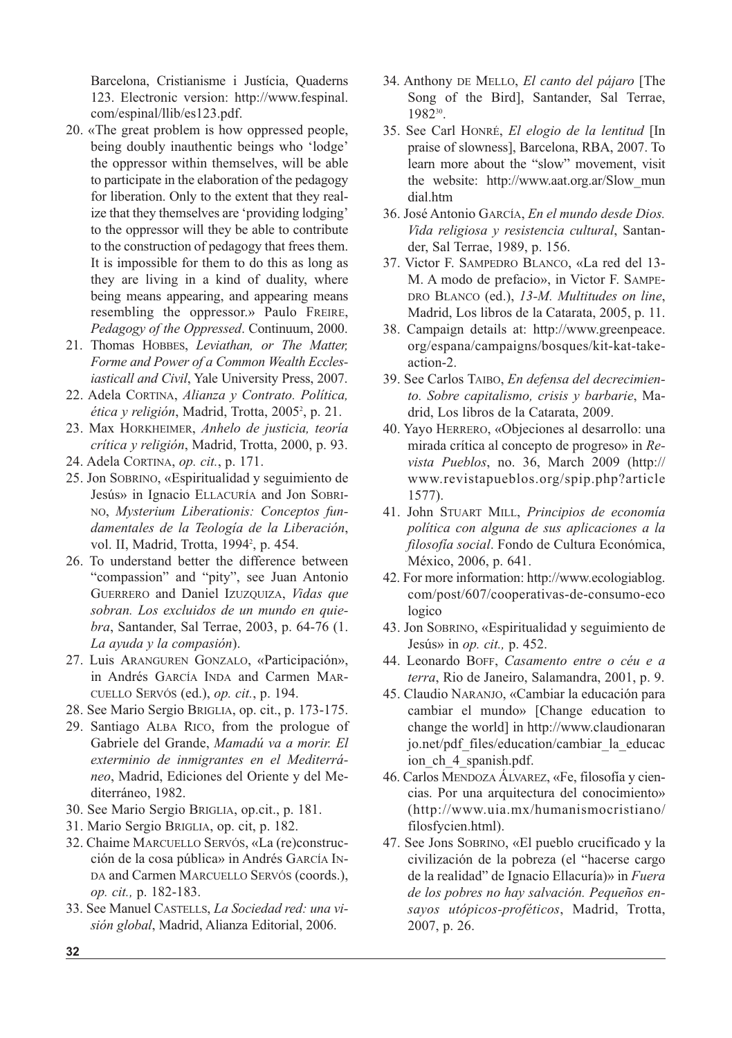Barcelona, Cristianisme i Justícia, Quaderns 123. Electronic version: http://www.fespinal.com/espinal/llib/es123.pdf.

20. «The great problem is how oppressed people, being doubly inauthentic beings who 'lodge' the oppressor within themselves, will be able to participate in the elaboration of the pedagogy for liberation. Only to the extent that they realize that they themselves are 'providing lodging' to the oppressor will they be able to contribute to the construction of pedagogy that frees them. It is impossible for them to do this as long as they are living in a kind of duality, where being means appearing, and appearing means resembling the oppressor.» Paulo Freire, *Pedagogy of the Oppressed*. Continuum, 2000.
21. Thomas Hobbes, *Leviathan, or The Matter, Forme and Power of a Common Wealth Ecclesiasticall and Civil*, Yale University Press, 2007.
22. Adela Cortina, *Alianza y Contrato. Política, ética y religión*, Madrid, Trotta, 2005[2], p. 21.
23. Max Horkheimer, *Anhelo de justicia, teoría crítica y religión*, Madrid, Trotta, 2000, p. 93.
24. Adela Cortina, *op. cit.*, p. 171.
25. Jon Sobrino, «Espiritualidad y seguimiento de Jesús» in Ignacio Ellacuría and Jon Sobrino, *Mysterium Liberationis: Conceptos fundamentales de la Teología de la Liberación*, vol. II, Madrid, Trotta, 1994[2], p. 454.
26. To understand better the difference between "compassion" and "pity", see Juan Antonio Guerrero and Daniel Izuzquiza, *Vidas que sobran. Los excluidos de un mundo en quiebra*, Santander, Sal Terrae, 2003, p. 64-76 (1. *La ayuda y la compasión*).
27. Luis Aranguren Gonzalo, «Participación», in Andrés García Inda and Carmen Marcuello Servós (ed.), *op. cit.*, p. 194.
28. See Mario Sergio Briglia, op. cit., p. 173-175.
29. Santiago Alba Rico, from the prologue of Gabriele del Grande, *Mamadú va a morir. El exterminio de inmigrantes en el Mediterráneo*, Madrid, Ediciones del Oriente y del Mediterráneo, 1982.
30. See Mario Sergio Briglia, op.cit., p. 181.
31. Mario Sergio Briglia, op. cit, p. 182.
32. Chaime Marcuello Servós, «La (re)construcción de la cosa pública» in Andrés García Inda and Carmen Marcuello Servós (coords.), *op. cit.,* p. 182-183.
33. See Manuel Castells, *La Sociedad red: una visión global*, Madrid, Alianza Editorial, 2006.
34. Anthony de Mello, *El canto del pájaro* [The Song of the Bird], Santander, Sal Terrae, 1982[30].
35. See Carl Honré, *El elogio de la lentitud* [In praise of slowness], Barcelona, RBA, 2007. To learn more about the "slow" movement, visit the website: http://www.aat.org.ar/Slow_mundial.htm
36. José Antonio García, *En el mundo desde Dios. Vida religiosa y resistencia cultural*, Santander, Sal Terrae, 1989, p. 156.
37. Victor F. Sampedro Blanco, «La red del 13-M. A modo de prefacio», in Victor F. Sampedro Blanco (ed.), *13-M. Multitudes on line*, Madrid, Los libros de la Catarata, 2005, p. 11.
38. Campaign details at: http://www.greenpeace.org/espana/campaigns/bosques/kit-kat-take-action-2.
39. See Carlos Taibo, *En defensa del decrecimiento. Sobre capitalismo, crisis y barbarie*, Madrid, Los libros de la Catarata, 2009.
40. Yayo Herrero, «Objeciones al desarrollo: una mirada crítica al concepto de progreso» in *Revista Pueblos*, no. 36, March 2009 (http://www.revistapueblos.org/spip.php?article1577).
41. John Stuart Mill, *Principios de economía política con alguna de sus aplicaciones a la filosofía social*. Fondo de Cultura Económica, México, 2006, p. 641.
42. For more information: http://www.ecologiablog.com/post/607/cooperativas-de-consumo-ecologico
43. Jon Sobrino, «Espiritualidad y seguimiento de Jesús» in *op. cit.,* p. 452.
44. Leonardo Boff, *Casamento entre o céu e a terra*, Rio de Janeiro, Salamandra, 2001, p. 9.
45. Claudio Naranjo, «Cambiar la educación para cambiar el mundo» [Change education to change the world] in http://www.claudionaranjo.net/pdf_files/education/cambiar_la_education_ch_4_spanish.pdf.
46. Carlos Mendoza Álvarez, «Fe, filosofía y ciencias. Por una arquitectura del conocimiento» (http://www.uia.mx/humanismocristiano/filosfycien.html).
47. See Jons Sobrino, «El pueblo crucificado y la civilización de la pobreza (el "hacerse cargo de la realidad" de Ignacio Ellacuría)» in *Fuera de los pobres no hay salvación. Pequeños ensayos utópicos-proféticos*, Madrid, Trotta, 2007, p. 26.